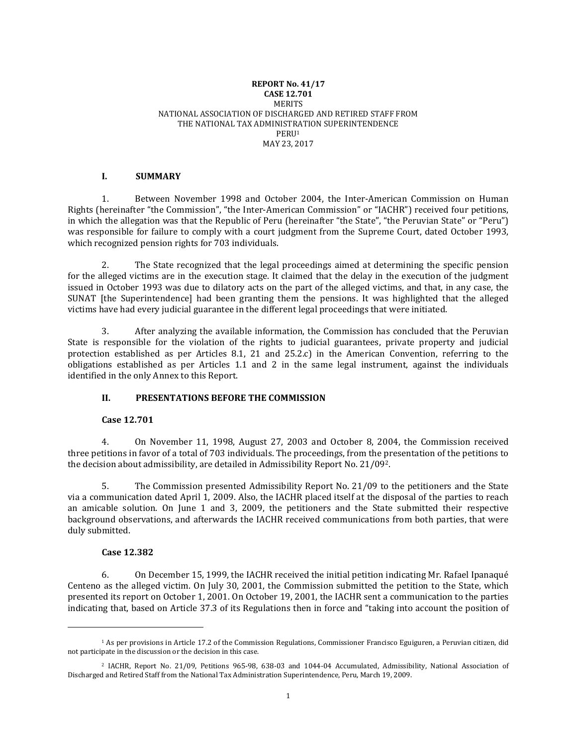**REPORT No. 41/17**
**CASE 12.701**
MERITS
NATIONAL ASSOCIATION OF DISCHARGED AND RETIRED STAFF FROM THE NATIONAL TAX ADMINISTRATION SUPERINTENDENCE
PERU[1]
MAY 23, 2017

## I. SUMMARY

1. Between November 1998 and October 2004, the Inter-American Commission on Human Rights (hereinafter "the Commission", "the Inter-American Commission" or "IACHR") received four petitions, in which the allegation was that the Republic of Peru (hereinafter "the State", "the Peruvian State" or "Peru") was responsible for failure to comply with a court judgment from the Supreme Court, dated October 1993, which recognized pension rights for 703 individuals.

2. The State recognized that the legal proceedings aimed at determining the specific pension for the alleged victims are in the execution stage. It claimed that the delay in the execution of the judgment issued in October 1993 was due to dilatory acts on the part of the alleged victims, and that, in any case, the SUNAT [the Superintendence] had been granting them the pensions. It was highlighted that the alleged victims have had every judicial guarantee in the different legal proceedings that were initiated.

3. After analyzing the available information, the Commission has concluded that the Peruvian State is responsible for the violation of the rights to judicial guarantees, private property and judicial protection established as per Articles 8.1, 21 and 25.2.c) in the American Convention, referring to the obligations established as per Articles 1.1 and 2 in the same legal instrument, against the individuals identified in the only Annex to this Report.

## II. PRESENTATIONS BEFORE THE COMMISSION

### Case 12.701

4. On November 11, 1998, August 27, 2003 and October 8, 2004, the Commission received three petitions in favor of a total of 703 individuals. The proceedings, from the presentation of the petitions to the decision about admissibility, are detailed in Admissibility Report No. 21/09[2].

5. The Commission presented Admissibility Report No. 21/09 to the petitioners and the State via a communication dated April 1, 2009. Also, the IACHR placed itself at the disposal of the parties to reach an amicable solution. On June 1 and 3, 2009, the petitioners and the State submitted their respective background observations, and afterwards the IACHR received communications from both parties, that were duly submitted.

### Case 12.382

6. On December 15, 1999, the IACHR received the initial petition indicating Mr. Rafael Ipanaqué Centeno as the alleged victim. On July 30, 2001, the Commission submitted the petition to the State, which presented its report on October 1, 2001. On October 19, 2001, the IACHR sent a communication to the parties indicating that, based on Article 37.3 of its Regulations then in force and "taking into account the position of

---

[1] As per provisions in Article 17.2 of the Commission Regulations, Commissioner Francisco Eguiguren, a Peruvian citizen, did not participate in the discussion or the decision in this case.

[2] IACHR, Report No. 21/09, Petitions 965-98, 638-03 and 1044-04 Accumulated, Admissibility, National Association of Discharged and Retired Staff from the National Tax Administration Superintendence, Peru, March 19, 2009.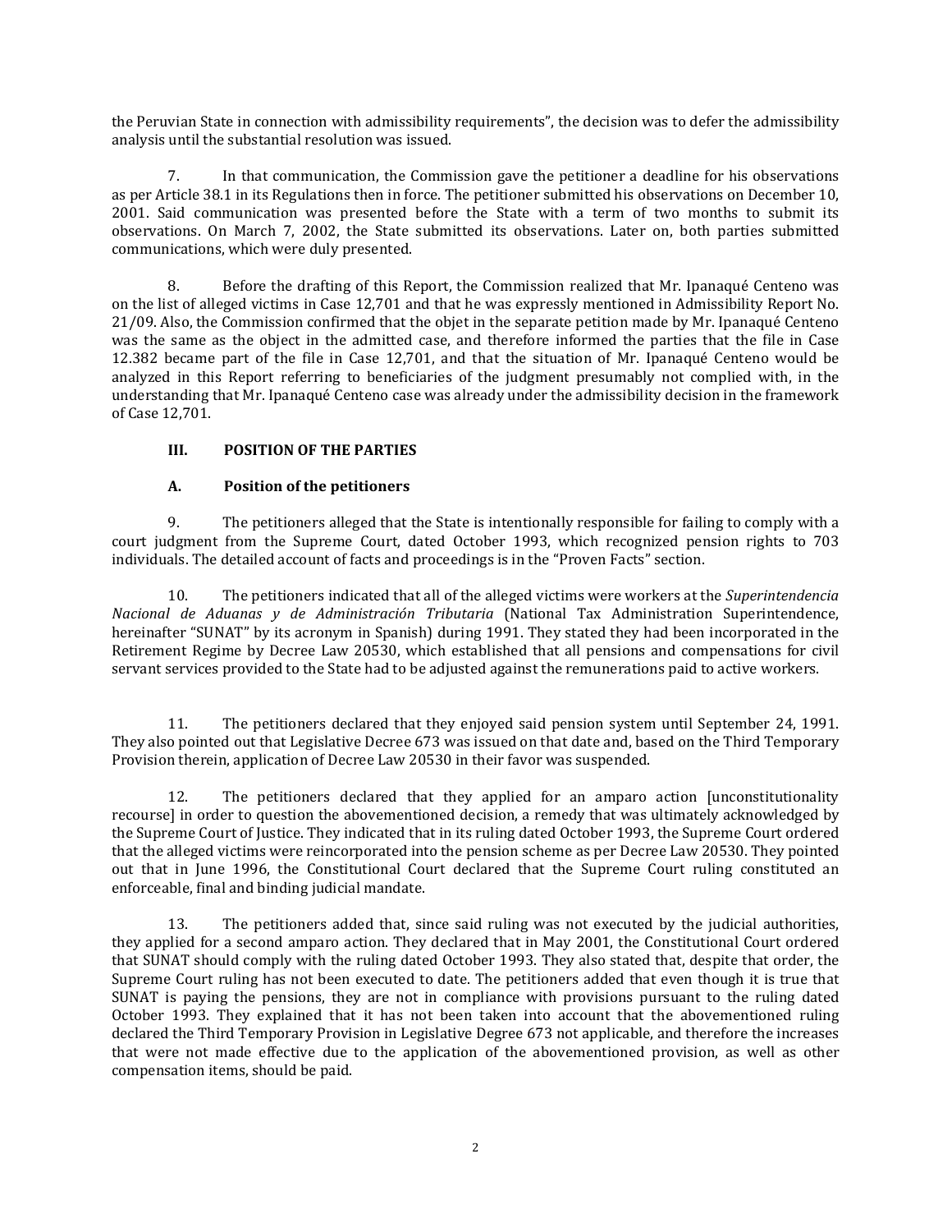the Peruvian State in connection with admissibility requirements", the decision was to defer the admissibility analysis until the substantial resolution was issued.

7. In that communication, the Commission gave the petitioner a deadline for his observations as per Article 38.1 in its Regulations then in force. The petitioner submitted his observations on December 10, 2001. Said communication was presented before the State with a term of two months to submit its observations. On March 7, 2002, the State submitted its observations. Later on, both parties submitted communications, which were duly presented.

8. Before the drafting of this Report, the Commission realized that Mr. Ipanaqué Centeno was on the list of alleged victims in Case 12,701 and that he was expressly mentioned in Admissibility Report No. 21/09. Also, the Commission confirmed that the objet in the separate petition made by Mr. Ipanaqué Centeno was the same as the object in the admitted case, and therefore informed the parties that the file in Case 12.382 became part of the file in Case 12,701, and that the situation of Mr. Ipanaqué Centeno would be analyzed in this Report referring to beneficiaries of the judgment presumably not complied with, in the understanding that Mr. Ipanaqué Centeno case was already under the admissibility decision in the framework of Case 12,701.

## III. POSITION OF THE PARTIES

### A. Position of the petitioners

9. The petitioners alleged that the State is intentionally responsible for failing to comply with a court judgment from the Supreme Court, dated October 1993, which recognized pension rights to 703 individuals. The detailed account of facts and proceedings is in the "Proven Facts" section.

10. The petitioners indicated that all of the alleged victims were workers at the *Superintendencia Nacional de Aduanas y de Administración Tributaria* (National Tax Administration Superintendence, hereinafter "SUNAT" by its acronym in Spanish) during 1991. They stated they had been incorporated in the Retirement Regime by Decree Law 20530, which established that all pensions and compensations for civil servant services provided to the State had to be adjusted against the remunerations paid to active workers.

11. The petitioners declared that they enjoyed said pension system until September 24, 1991. They also pointed out that Legislative Decree 673 was issued on that date and, based on the Third Temporary Provision therein, application of Decree Law 20530 in their favor was suspended.

12. The petitioners declared that they applied for an amparo action [unconstitutionality recourse] in order to question the abovementioned decision, a remedy that was ultimately acknowledged by the Supreme Court of Justice. They indicated that in its ruling dated October 1993, the Supreme Court ordered that the alleged victims were reincorporated into the pension scheme as per Decree Law 20530. They pointed out that in June 1996, the Constitutional Court declared that the Supreme Court ruling constituted an enforceable, final and binding judicial mandate.

13. The petitioners added that, since said ruling was not executed by the judicial authorities, they applied for a second amparo action. They declared that in May 2001, the Constitutional Court ordered that SUNAT should comply with the ruling dated October 1993. They also stated that, despite that order, the Supreme Court ruling has not been executed to date. The petitioners added that even though it is true that SUNAT is paying the pensions, they are not in compliance with provisions pursuant to the ruling dated October 1993. They explained that it has not been taken into account that the abovementioned ruling declared the Third Temporary Provision in Legislative Degree 673 not applicable, and therefore the increases that were not made effective due to the application of the abovementioned provision, as well as other compensation items, should be paid.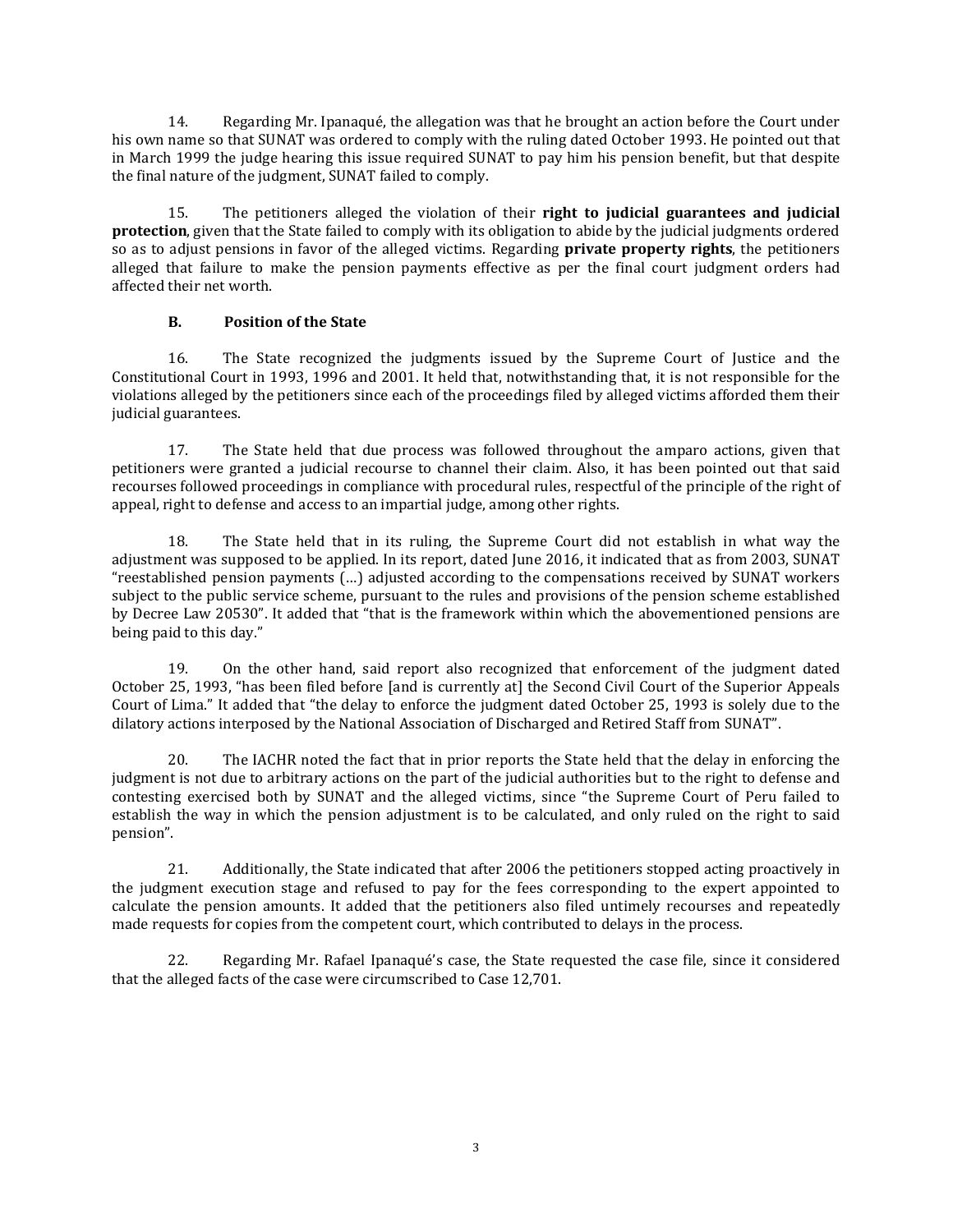14. Regarding Mr. Ipanaqué, the allegation was that he brought an action before the Court under his own name so that SUNAT was ordered to comply with the ruling dated October 1993. He pointed out that in March 1999 the judge hearing this issue required SUNAT to pay him his pension benefit, but that despite the final nature of the judgment, SUNAT failed to comply.

15. The petitioners alleged the violation of their **right to judicial guarantees and judicial protection**, given that the State failed to comply with its obligation to abide by the judicial judgments ordered so as to adjust pensions in favor of the alleged victims. Regarding **private property rights**, the petitioners alleged that failure to make the pension payments effective as per the final court judgment orders had affected their net worth.

### B. Position of the State

16. The State recognized the judgments issued by the Supreme Court of Justice and the Constitutional Court in 1993, 1996 and 2001. It held that, notwithstanding that, it is not responsible for the violations alleged by the petitioners since each of the proceedings filed by alleged victims afforded them their judicial guarantees.

17. The State held that due process was followed throughout the amparo actions, given that petitioners were granted a judicial recourse to channel their claim. Also, it has been pointed out that said recourses followed proceedings in compliance with procedural rules, respectful of the principle of the right of appeal, right to defense and access to an impartial judge, among other rights.

18. The State held that in its ruling, the Supreme Court did not establish in what way the adjustment was supposed to be applied. In its report, dated June 2016, it indicated that as from 2003, SUNAT "reestablished pension payments (…) adjusted according to the compensations received by SUNAT workers subject to the public service scheme, pursuant to the rules and provisions of the pension scheme established by Decree Law 20530". It added that "that is the framework within which the abovementioned pensions are being paid to this day."

19. On the other hand, said report also recognized that enforcement of the judgment dated October 25, 1993, "has been filed before [and is currently at] the Second Civil Court of the Superior Appeals Court of Lima." It added that "the delay to enforce the judgment dated October 25, 1993 is solely due to the dilatory actions interposed by the National Association of Discharged and Retired Staff from SUNAT".

20. The IACHR noted the fact that in prior reports the State held that the delay in enforcing the judgment is not due to arbitrary actions on the part of the judicial authorities but to the right to defense and contesting exercised both by SUNAT and the alleged victims, since "the Supreme Court of Peru failed to establish the way in which the pension adjustment is to be calculated, and only ruled on the right to said pension".

21. Additionally, the State indicated that after 2006 the petitioners stopped acting proactively in the judgment execution stage and refused to pay for the fees corresponding to the expert appointed to calculate the pension amounts. It added that the petitioners also filed untimely recourses and repeatedly made requests for copies from the competent court, which contributed to delays in the process.

22. Regarding Mr. Rafael Ipanaqué's case, the State requested the case file, since it considered that the alleged facts of the case were circumscribed to Case 12,701.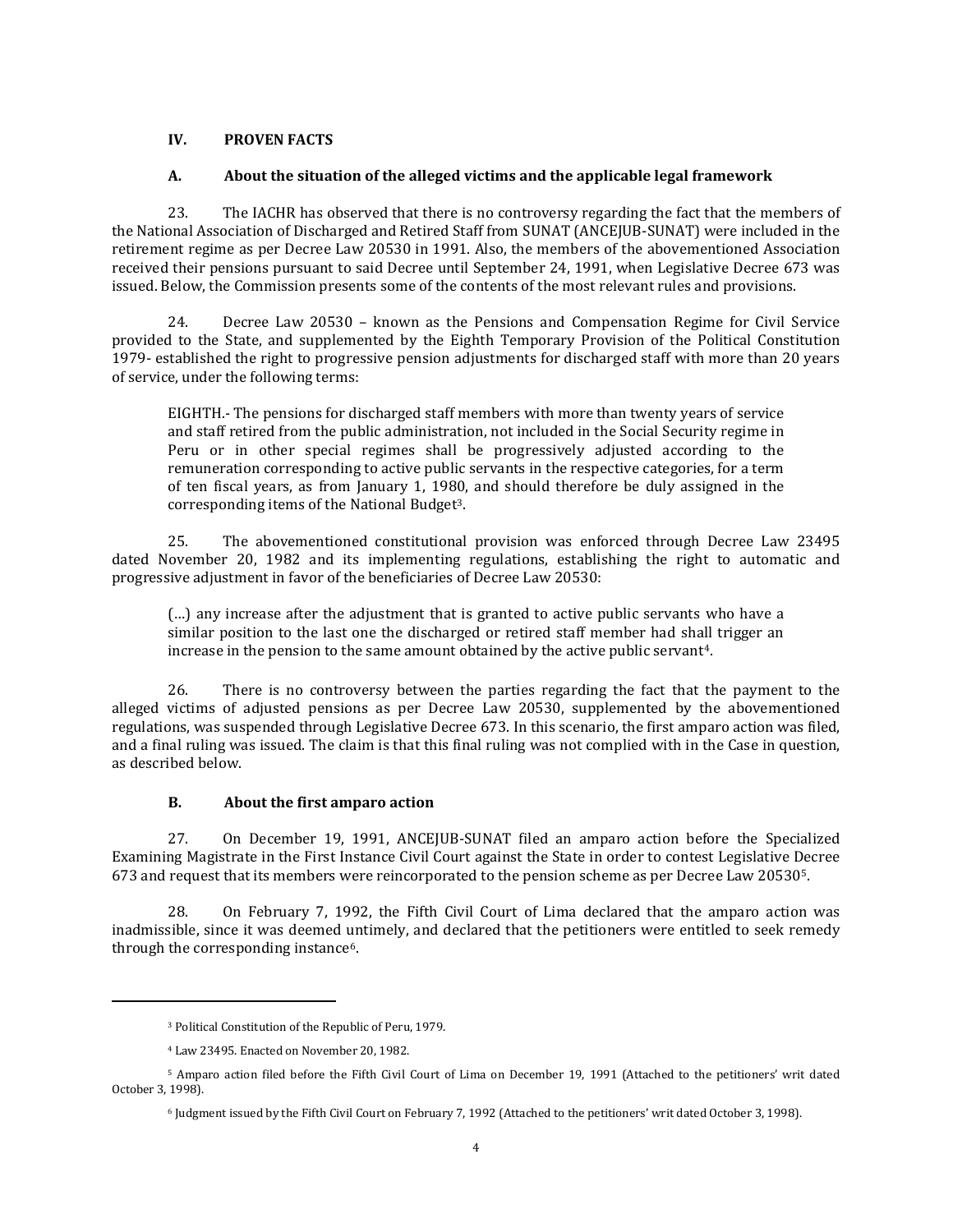## IV. PROVEN FACTS

### A. About the situation of the alleged victims and the applicable legal framework

23. The IACHR has observed that there is no controversy regarding the fact that the members of the National Association of Discharged and Retired Staff from SUNAT (ANCEJUB-SUNAT) were included in the retirement regime as per Decree Law 20530 in 1991. Also, the members of the abovementioned Association received their pensions pursuant to said Decree until September 24, 1991, when Legislative Decree 673 was issued. Below, the Commission presents some of the contents of the most relevant rules and provisions.

24. Decree Law 20530 – known as the Pensions and Compensation Regime for Civil Service provided to the State, and supplemented by the Eighth Temporary Provision of the Political Constitution 1979- established the right to progressive pension adjustments for discharged staff with more than 20 years of service, under the following terms:

> EIGHTH.- The pensions for discharged staff members with more than twenty years of service and staff retired from the public administration, not included in the Social Security regime in Peru or in other special regimes shall be progressively adjusted according to the remuneration corresponding to active public servants in the respective categories, for a term of ten fiscal years, as from January 1, 1980, and should therefore be duly assigned in the corresponding items of the National Budget[3].

25. The abovementioned constitutional provision was enforced through Decree Law 23495 dated November 20, 1982 and its implementing regulations, establishing the right to automatic and progressive adjustment in favor of the beneficiaries of Decree Law 20530:

> (…) any increase after the adjustment that is granted to active public servants who have a similar position to the last one the discharged or retired staff member had shall trigger an increase in the pension to the same amount obtained by the active public servant[4].

26. There is no controversy between the parties regarding the fact that the payment to the alleged victims of adjusted pensions as per Decree Law 20530, supplemented by the abovementioned regulations, was suspended through Legislative Decree 673. In this scenario, the first amparo action was filed, and a final ruling was issued. The claim is that this final ruling was not complied with in the Case in question, as described below.

### B. About the first amparo action

27. On December 19, 1991, ANCEJUB-SUNAT filed an amparo action before the Specialized Examining Magistrate in the First Instance Civil Court against the State in order to contest Legislative Decree 673 and request that its members were reincorporated to the pension scheme as per Decree Law 20530[5].

28. On February 7, 1992, the Fifth Civil Court of Lima declared that the amparo action was inadmissible, since it was deemed untimely, and declared that the petitioners were entitled to seek remedy through the corresponding instance[6].

---

[3] Political Constitution of the Republic of Peru, 1979.

[4] Law 23495. Enacted on November 20, 1982.

[5] Amparo action filed before the Fifth Civil Court of Lima on December 19, 1991 (Attached to the petitioners' writ dated October 3, 1998).

[6] Judgment issued by the Fifth Civil Court on February 7, 1992 (Attached to the petitioners' writ dated October 3, 1998).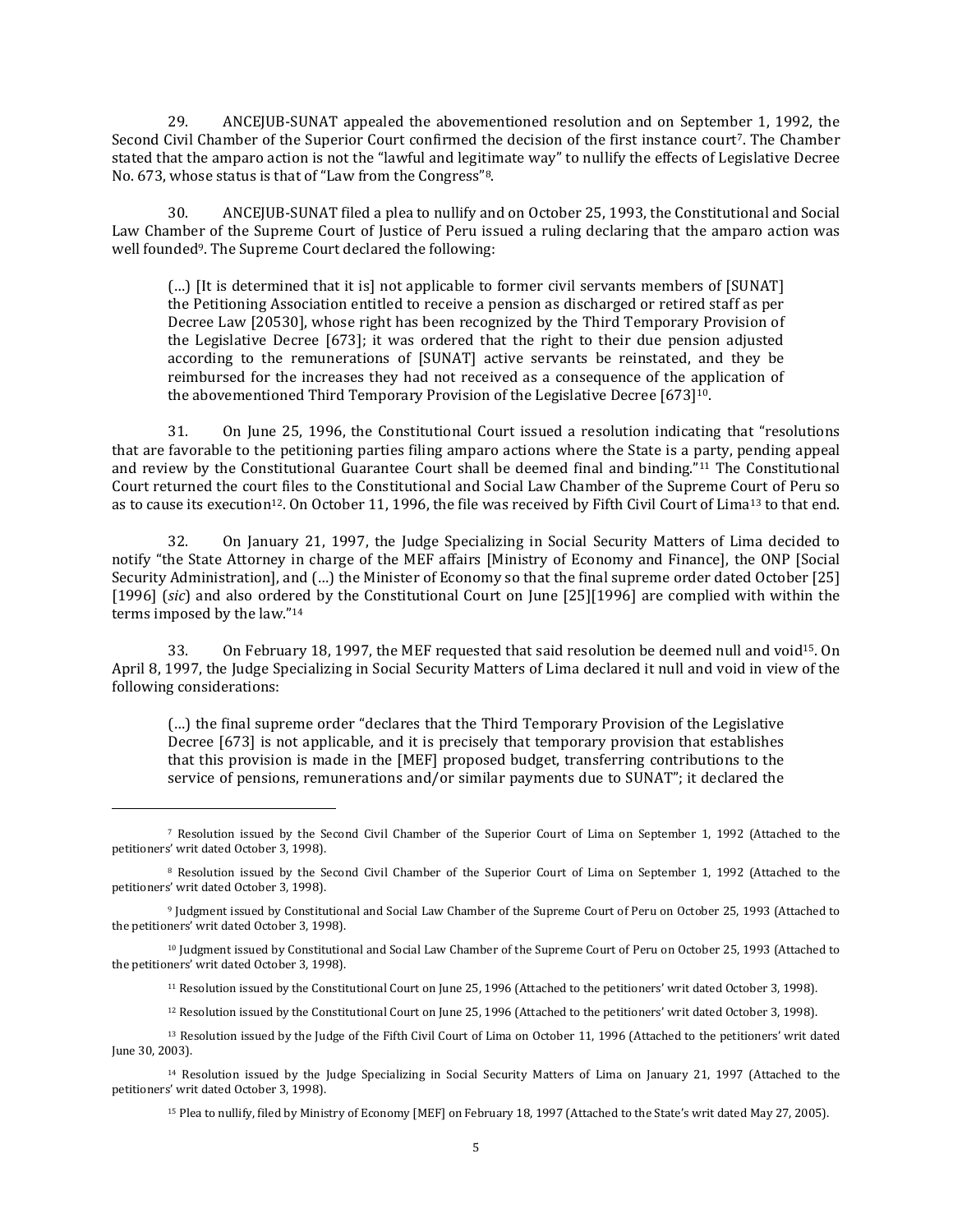29. ANCEJUB-SUNAT appealed the abovementioned resolution and on September 1, 1992, the Second Civil Chamber of the Superior Court confirmed the decision of the first instance court[7]. The Chamber stated that the amparo action is not the "lawful and legitimate way" to nullify the effects of Legislative Decree No. 673, whose status is that of "Law from the Congress"[8].

30. ANCEJUB-SUNAT filed a plea to nullify and on October 25, 1993, the Constitutional and Social Law Chamber of the Supreme Court of Justice of Peru issued a ruling declaring that the amparo action was well founded[9]. The Supreme Court declared the following:

> (…) [It is determined that it is] not applicable to former civil servants members of [SUNAT] the Petitioning Association entitled to receive a pension as discharged or retired staff as per Decree Law [20530], whose right has been recognized by the Third Temporary Provision of the Legislative Decree [673]; it was ordered that the right to their due pension adjusted according to the remunerations of [SUNAT] active servants be reinstated, and they be reimbursed for the increases they had not received as a consequence of the application of the abovementioned Third Temporary Provision of the Legislative Decree [673][10].

31. On June 25, 1996, the Constitutional Court issued a resolution indicating that "resolutions that are favorable to the petitioning parties filing amparo actions where the State is a party, pending appeal and review by the Constitutional Guarantee Court shall be deemed final and binding."[11] The Constitutional Court returned the court files to the Constitutional and Social Law Chamber of the Supreme Court of Peru so as to cause its execution[12]. On October 11, 1996, the file was received by Fifth Civil Court of Lima[13] to that end.

32. On January 21, 1997, the Judge Specializing in Social Security Matters of Lima decided to notify "the State Attorney in charge of the MEF affairs [Ministry of Economy and Finance], the ONP [Social Security Administration], and (…) the Minister of Economy so that the final supreme order dated October [25] [1996] (*sic*) and also ordered by the Constitutional Court on June [25][1996] are complied with within the terms imposed by the law."[14]

33. On February 18, 1997, the MEF requested that said resolution be deemed null and void[15]. On April 8, 1997, the Judge Specializing in Social Security Matters of Lima declared it null and void in view of the following considerations:

> (…) the final supreme order "declares that the Third Temporary Provision of the Legislative Decree [673] is not applicable, and it is precisely that temporary provision that establishes that this provision is made in the [MEF] proposed budget, transferring contributions to the service of pensions, remunerations and/or similar payments due to SUNAT"; it declared the

---

[7] Resolution issued by the Second Civil Chamber of the Superior Court of Lima on September 1, 1992 (Attached to the petitioners' writ dated October 3, 1998).

[8] Resolution issued by the Second Civil Chamber of the Superior Court of Lima on September 1, 1992 (Attached to the petitioners' writ dated October 3, 1998).

[9] Judgment issued by Constitutional and Social Law Chamber of the Supreme Court of Peru on October 25, 1993 (Attached to the petitioners' writ dated October 3, 1998).

[10] Judgment issued by Constitutional and Social Law Chamber of the Supreme Court of Peru on October 25, 1993 (Attached to the petitioners' writ dated October 3, 1998).

[11] Resolution issued by the Constitutional Court on June 25, 1996 (Attached to the petitioners' writ dated October 3, 1998).

[12] Resolution issued by the Constitutional Court on June 25, 1996 (Attached to the petitioners' writ dated October 3, 1998).

[13] Resolution issued by the Judge of the Fifth Civil Court of Lima on October 11, 1996 (Attached to the petitioners' writ dated June 30, 2003).

[14] Resolution issued by the Judge Specializing in Social Security Matters of Lima on January 21, 1997 (Attached to the petitioners' writ dated October 3, 1998).

[15] Plea to nullify, filed by Ministry of Economy [MEF] on February 18, 1997 (Attached to the State's writ dated May 27, 2005).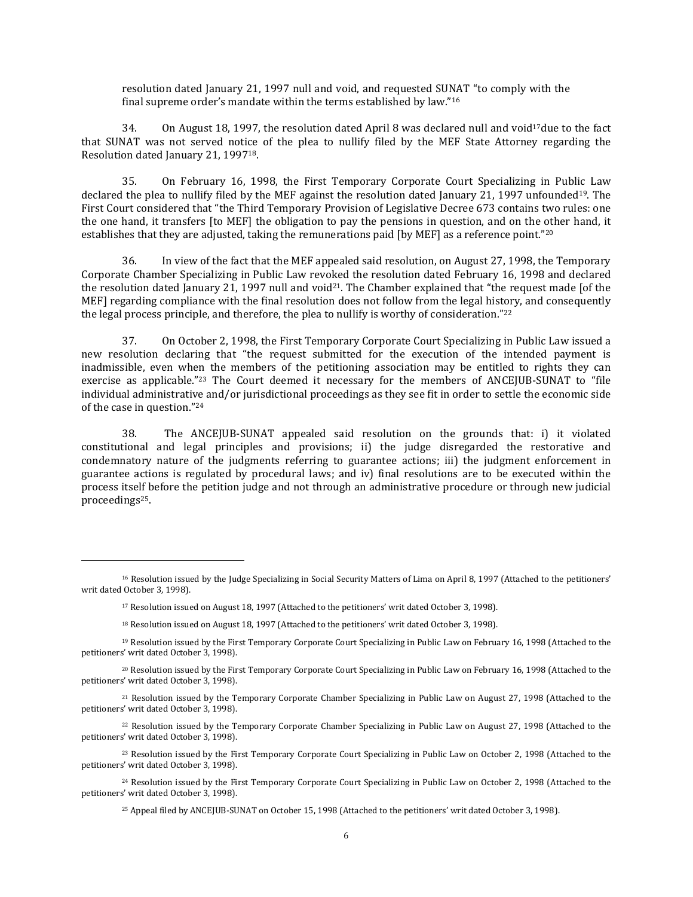resolution dated January 21, 1997 null and void, and requested SUNAT "to comply with the final supreme order's mandate within the terms established by law."[16]

34. On August 18, 1997, the resolution dated April 8 was declared null and void[17] due to the fact that SUNAT was not served notice of the plea to nullify filed by the MEF State Attorney regarding the Resolution dated January 21, 1997[18].

35. On February 16, 1998, the First Temporary Corporate Court Specializing in Public Law declared the plea to nullify filed by the MEF against the resolution dated January 21, 1997 unfounded[19]. The First Court considered that "the Third Temporary Provision of Legislative Decree 673 contains two rules: one the one hand, it transfers [to MEF] the obligation to pay the pensions in question, and on the other hand, it establishes that they are adjusted, taking the remunerations paid [by MEF] as a reference point."[20]

36. In view of the fact that the MEF appealed said resolution, on August 27, 1998, the Temporary Corporate Chamber Specializing in Public Law revoked the resolution dated February 16, 1998 and declared the resolution dated January 21, 1997 null and void[21]. The Chamber explained that "the request made [of the MEF] regarding compliance with the final resolution does not follow from the legal history, and consequently the legal process principle, and therefore, the plea to nullify is worthy of consideration."[22]

37. On October 2, 1998, the First Temporary Corporate Court Specializing in Public Law issued a new resolution declaring that "the request submitted for the execution of the intended payment is inadmissible, even when the members of the petitioning association may be entitled to rights they can exercise as applicable."[23] The Court deemed it necessary for the members of ANCEJUB-SUNAT to "file individual administrative and/or jurisdictional proceedings as they see fit in order to settle the economic side of the case in question."[24]

38. The ANCEJUB-SUNAT appealed said resolution on the grounds that: i) it violated constitutional and legal principles and provisions; ii) the judge disregarded the restorative and condemnatory nature of the judgments referring to guarantee actions; iii) the judgment enforcement in guarantee actions is regulated by procedural laws; and iv) final resolutions are to be executed within the process itself before the petition judge and not through an administrative procedure or through new judicial proceedings[25].

---

[16] Resolution issued by the Judge Specializing in Social Security Matters of Lima on April 8, 1997 (Attached to the petitioners' writ dated October 3, 1998).

[17] Resolution issued on August 18, 1997 (Attached to the petitioners' writ dated October 3, 1998).

[18] Resolution issued on August 18, 1997 (Attached to the petitioners' writ dated October 3, 1998).

[19] Resolution issued by the First Temporary Corporate Court Specializing in Public Law on February 16, 1998 (Attached to the petitioners' writ dated October 3, 1998).

[20] Resolution issued by the First Temporary Corporate Court Specializing in Public Law on February 16, 1998 (Attached to the petitioners' writ dated October 3, 1998).

[21] Resolution issued by the Temporary Corporate Chamber Specializing in Public Law on August 27, 1998 (Attached to the petitioners' writ dated October 3, 1998).

[22] Resolution issued by the Temporary Corporate Chamber Specializing in Public Law on August 27, 1998 (Attached to the petitioners' writ dated October 3, 1998).

[23] Resolution issued by the First Temporary Corporate Court Specializing in Public Law on October 2, 1998 (Attached to the petitioners' writ dated October 3, 1998).

[24] Resolution issued by the First Temporary Corporate Court Specializing in Public Law on October 2, 1998 (Attached to the petitioners' writ dated October 3, 1998).

[25] Appeal filed by ANCEJUB-SUNAT on October 15, 1998 (Attached to the petitioners' writ dated October 3, 1998).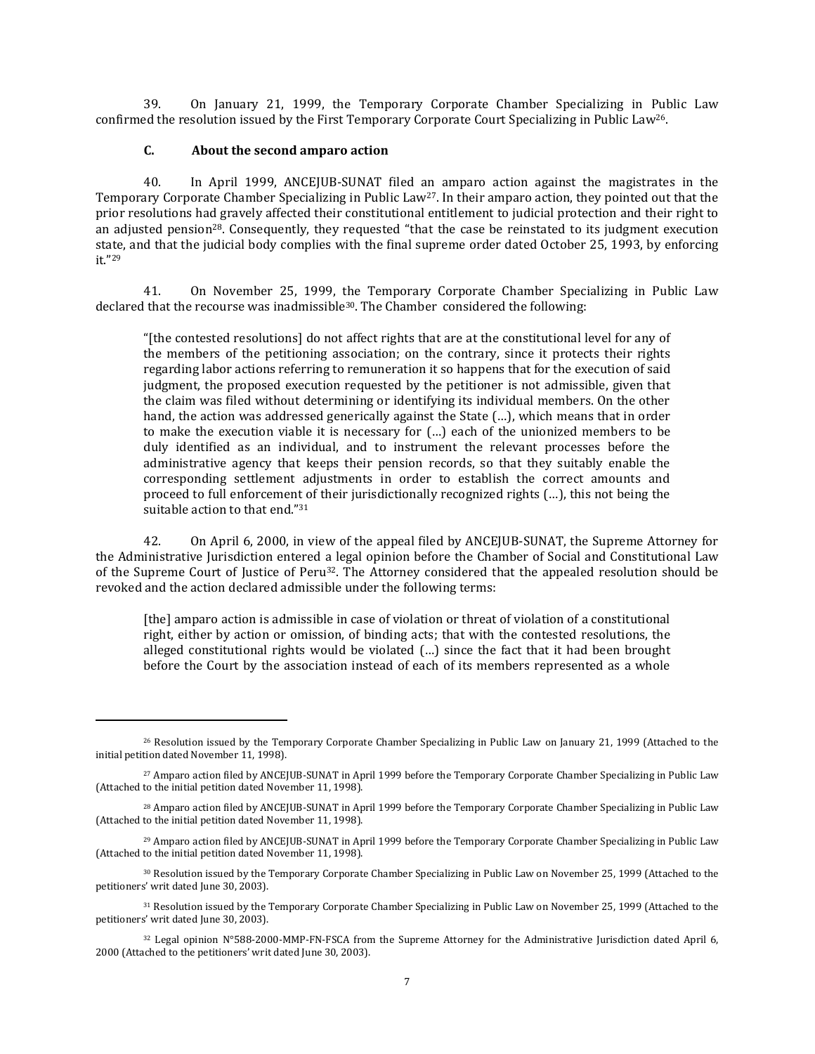39. On January 21, 1999, the Temporary Corporate Chamber Specializing in Public Law confirmed the resolution issued by the First Temporary Corporate Court Specializing in Public Law[26].

### C. About the second amparo action

40. In April 1999, ANCEJUB-SUNAT filed an amparo action against the magistrates in the Temporary Corporate Chamber Specializing in Public Law[27]. In their amparo action, they pointed out that the prior resolutions had gravely affected their constitutional entitlement to judicial protection and their right to an adjusted pension[28]. Consequently, they requested "that the case be reinstated to its judgment execution state, and that the judicial body complies with the final supreme order dated October 25, 1993, by enforcing it."[29]

41. On November 25, 1999, the Temporary Corporate Chamber Specializing in Public Law declared that the recourse was inadmissible[30]. The Chamber considered the following:

> "[the contested resolutions] do not affect rights that are at the constitutional level for any of the members of the petitioning association; on the contrary, since it protects their rights regarding labor actions referring to remuneration it so happens that for the execution of said judgment, the proposed execution requested by the petitioner is not admissible, given that the claim was filed without determining or identifying its individual members. On the other hand, the action was addressed generically against the State (…), which means that in order to make the execution viable it is necessary for (…) each of the unionized members to be duly identified as an individual, and to instrument the relevant processes before the administrative agency that keeps their pension records, so that they suitably enable the corresponding settlement adjustments in order to establish the correct amounts and proceed to full enforcement of their jurisdictionally recognized rights (…), this not being the suitable action to that end."[31]

42. On April 6, 2000, in view of the appeal filed by ANCEJUB-SUNAT, the Supreme Attorney for the Administrative Jurisdiction entered a legal opinion before the Chamber of Social and Constitutional Law of the Supreme Court of Justice of Peru[32]. The Attorney considered that the appealed resolution should be revoked and the action declared admissible under the following terms:

> [the] amparo action is admissible in case of violation or threat of violation of a constitutional right, either by action or omission, of binding acts; that with the contested resolutions, the alleged constitutional rights would be violated (…) since the fact that it had been brought before the Court by the association instead of each of its members represented as a whole

---

[26] Resolution issued by the Temporary Corporate Chamber Specializing in Public Law on January 21, 1999 (Attached to the initial petition dated November 11, 1998).

[27] Amparo action filed by ANCEJUB-SUNAT in April 1999 before the Temporary Corporate Chamber Specializing in Public Law (Attached to the initial petition dated November 11, 1998).

[28] Amparo action filed by ANCEJUB-SUNAT in April 1999 before the Temporary Corporate Chamber Specializing in Public Law (Attached to the initial petition dated November 11, 1998).

[29] Amparo action filed by ANCEJUB-SUNAT in April 1999 before the Temporary Corporate Chamber Specializing in Public Law (Attached to the initial petition dated November 11, 1998).

[30] Resolution issued by the Temporary Corporate Chamber Specializing in Public Law on November 25, 1999 (Attached to the petitioners' writ dated June 30, 2003).

[31] Resolution issued by the Temporary Corporate Chamber Specializing in Public Law on November 25, 1999 (Attached to the petitioners' writ dated June 30, 2003).

[32] Legal opinion N°588-2000-MMP-FN-FSCA from the Supreme Attorney for the Administrative Jurisdiction dated April 6, 2000 (Attached to the petitioners' writ dated June 30, 2003).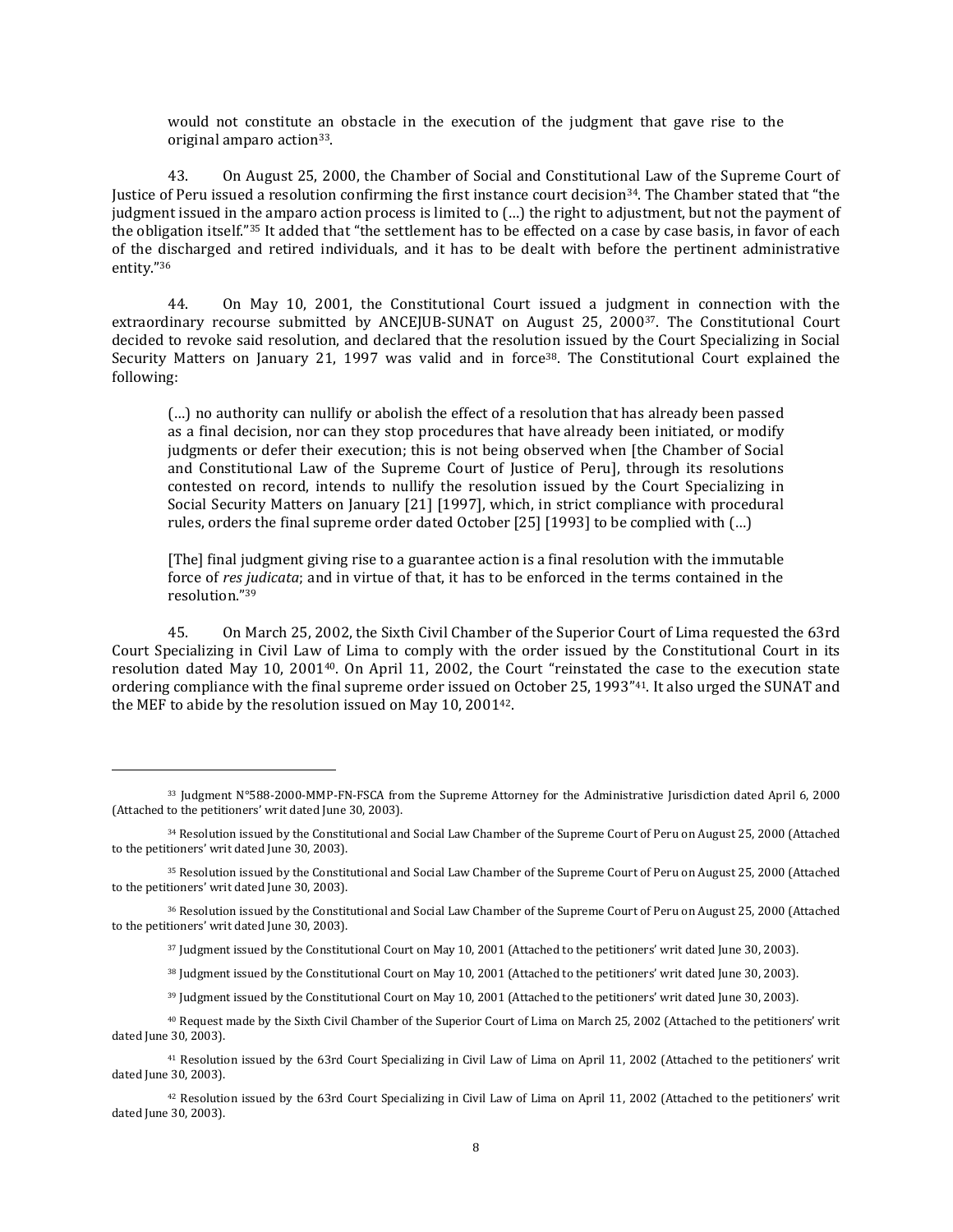would not constitute an obstacle in the execution of the judgment that gave rise to the original amparo action[33].

43. On August 25, 2000, the Chamber of Social and Constitutional Law of the Supreme Court of Justice of Peru issued a resolution confirming the first instance court decision[34]. The Chamber stated that "the judgment issued in the amparo action process is limited to (…) the right to adjustment, but not the payment of the obligation itself."[35] It added that "the settlement has to be effected on a case by case basis, in favor of each of the discharged and retired individuals, and it has to be dealt with before the pertinent administrative entity."[36]

44. On May 10, 2001, the Constitutional Court issued a judgment in connection with the extraordinary recourse submitted by ANCEJUB-SUNAT on August 25, 2000[37]. The Constitutional Court decided to revoke said resolution, and declared that the resolution issued by the Court Specializing in Social Security Matters on January 21, 1997 was valid and in force[38]. The Constitutional Court explained the following:

> (…) no authority can nullify or abolish the effect of a resolution that has already been passed as a final decision, nor can they stop procedures that have already been initiated, or modify judgments or defer their execution; this is not being observed when [the Chamber of Social and Constitutional Law of the Supreme Court of Justice of Peru], through its resolutions contested on record, intends to nullify the resolution issued by the Court Specializing in Social Security Matters on January [21] [1997], which, in strict compliance with procedural rules, orders the final supreme order dated October [25] [1993] to be complied with (…)
>
> [The] final judgment giving rise to a guarantee action is a final resolution with the immutable force of *res judicata*; and in virtue of that, it has to be enforced in the terms contained in the resolution."[39]

45. On March 25, 2002, the Sixth Civil Chamber of the Superior Court of Lima requested the 63rd Court Specializing in Civil Law of Lima to comply with the order issued by the Constitutional Court in its resolution dated May 10, 2001[40]. On April 11, 2002, the Court "reinstated the case to the execution state ordering compliance with the final supreme order issued on October 25, 1993"[41]. It also urged the SUNAT and the MEF to abide by the resolution issued on May 10, 2001[42].

---

[33] Judgment N°588-2000-MMP-FN-FSCA from the Supreme Attorney for the Administrative Jurisdiction dated April 6, 2000 (Attached to the petitioners' writ dated June 30, 2003).

[34] Resolution issued by the Constitutional and Social Law Chamber of the Supreme Court of Peru on August 25, 2000 (Attached to the petitioners' writ dated June 30, 2003).

[35] Resolution issued by the Constitutional and Social Law Chamber of the Supreme Court of Peru on August 25, 2000 (Attached to the petitioners' writ dated June 30, 2003).

[36] Resolution issued by the Constitutional and Social Law Chamber of the Supreme Court of Peru on August 25, 2000 (Attached to the petitioners' writ dated June 30, 2003).

[37] Judgment issued by the Constitutional Court on May 10, 2001 (Attached to the petitioners' writ dated June 30, 2003).

[38] Judgment issued by the Constitutional Court on May 10, 2001 (Attached to the petitioners' writ dated June 30, 2003).

[39] Judgment issued by the Constitutional Court on May 10, 2001 (Attached to the petitioners' writ dated June 30, 2003).

[40] Request made by the Sixth Civil Chamber of the Superior Court of Lima on March 25, 2002 (Attached to the petitioners' writ dated June 30, 2003).

[41] Resolution issued by the 63rd Court Specializing in Civil Law of Lima on April 11, 2002 (Attached to the petitioners' writ dated June 30, 2003).

[42] Resolution issued by the 63rd Court Specializing in Civil Law of Lima on April 11, 2002 (Attached to the petitioners' writ dated June 30, 2003).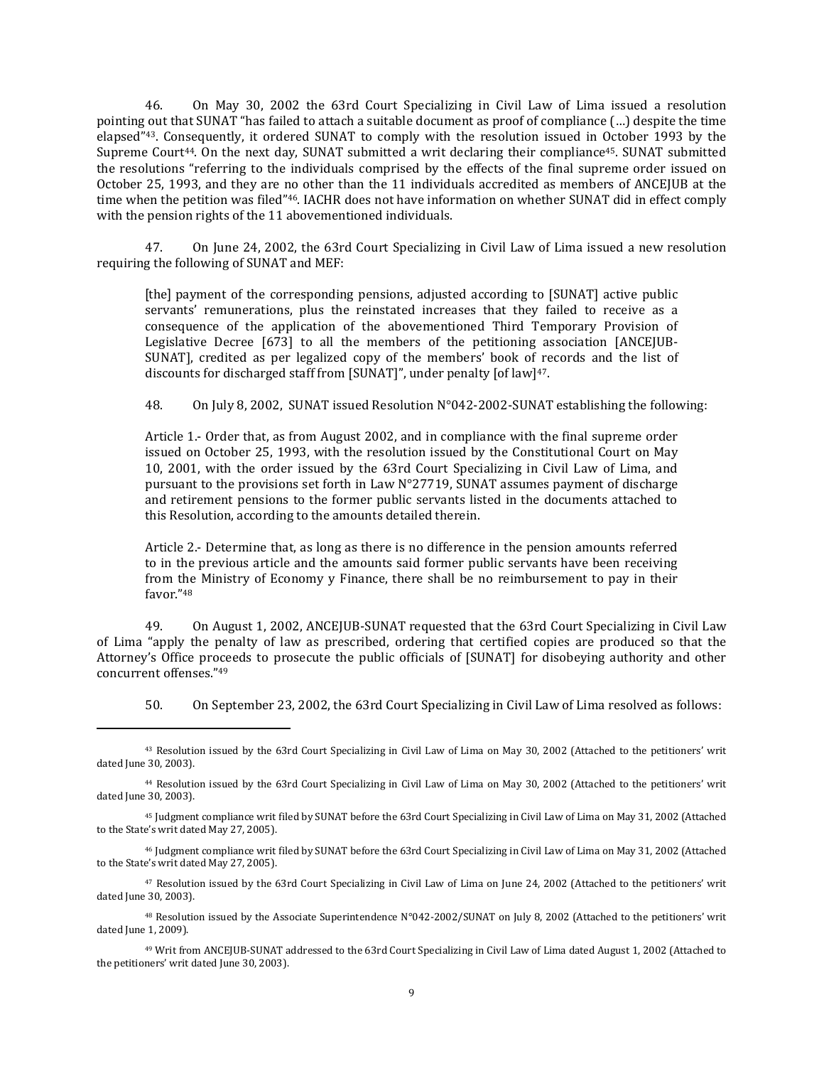46. On May 30, 2002 the 63rd Court Specializing in Civil Law of Lima issued a resolution pointing out that SUNAT "has failed to attach a suitable document as proof of compliance (…) despite the time elapsed"[43]. Consequently, it ordered SUNAT to comply with the resolution issued in October 1993 by the Supreme Court[44]. On the next day, SUNAT submitted a writ declaring their compliance[45]. SUNAT submitted the resolutions "referring to the individuals comprised by the effects of the final supreme order issued on October 25, 1993, and they are no other than the 11 individuals accredited as members of ANCEJUB at the time when the petition was filed"[46]. IACHR does not have information on whether SUNAT did in effect comply with the pension rights of the 11 abovementioned individuals.

47. On June 24, 2002, the 63rd Court Specializing in Civil Law of Lima issued a new resolution requiring the following of SUNAT and MEF:

> [the] payment of the corresponding pensions, adjusted according to [SUNAT] active public servants' remunerations, plus the reinstated increases that they failed to receive as a consequence of the application of the abovementioned Third Temporary Provision of Legislative Decree [673] to all the members of the petitioning association [ANCEJUB-SUNAT], credited as per legalized copy of the members' book of records and the list of discounts for discharged staff from [SUNAT]", under penalty [of law][47].

48. On July 8, 2002, SUNAT issued Resolution N°042-2002-SUNAT establishing the following:

> Article 1.- Order that, as from August 2002, and in compliance with the final supreme order issued on October 25, 1993, with the resolution issued by the Constitutional Court on May 10, 2001, with the order issued by the 63rd Court Specializing in Civil Law of Lima, and pursuant to the provisions set forth in Law N°27719, SUNAT assumes payment of discharge and retirement pensions to the former public servants listed in the documents attached to this Resolution, according to the amounts detailed therein.
>
> Article 2.- Determine that, as long as there is no difference in the pension amounts referred to in the previous article and the amounts said former public servants have been receiving from the Ministry of Economy y Finance, there shall be no reimbursement to pay in their favor."[48]

49. On August 1, 2002, ANCEJUB-SUNAT requested that the 63rd Court Specializing in Civil Law of Lima "apply the penalty of law as prescribed, ordering that certified copies are produced so that the Attorney's Office proceeds to prosecute the public officials of [SUNAT] for disobeying authority and other concurrent offenses."[49]

50. On September 23, 2002, the 63rd Court Specializing in Civil Law of Lima resolved as follows:

---

[43] Resolution issued by the 63rd Court Specializing in Civil Law of Lima on May 30, 2002 (Attached to the petitioners' writ dated June 30, 2003).

[44] Resolution issued by the 63rd Court Specializing in Civil Law of Lima on May 30, 2002 (Attached to the petitioners' writ dated June 30, 2003).

[45] Judgment compliance writ filed by SUNAT before the 63rd Court Specializing in Civil Law of Lima on May 31, 2002 (Attached to the State's writ dated May 27, 2005).

[46] Judgment compliance writ filed by SUNAT before the 63rd Court Specializing in Civil Law of Lima on May 31, 2002 (Attached to the State's writ dated May 27, 2005).

[47] Resolution issued by the 63rd Court Specializing in Civil Law of Lima on June 24, 2002 (Attached to the petitioners' writ dated June 30, 2003).

[48] Resolution issued by the Associate Superintendence N°042-2002/SUNAT on July 8, 2002 (Attached to the petitioners' writ dated June 1, 2009).

[49] Writ from ANCEJUB-SUNAT addressed to the 63rd Court Specializing in Civil Law of Lima dated August 1, 2002 (Attached to the petitioners' writ dated June 30, 2003).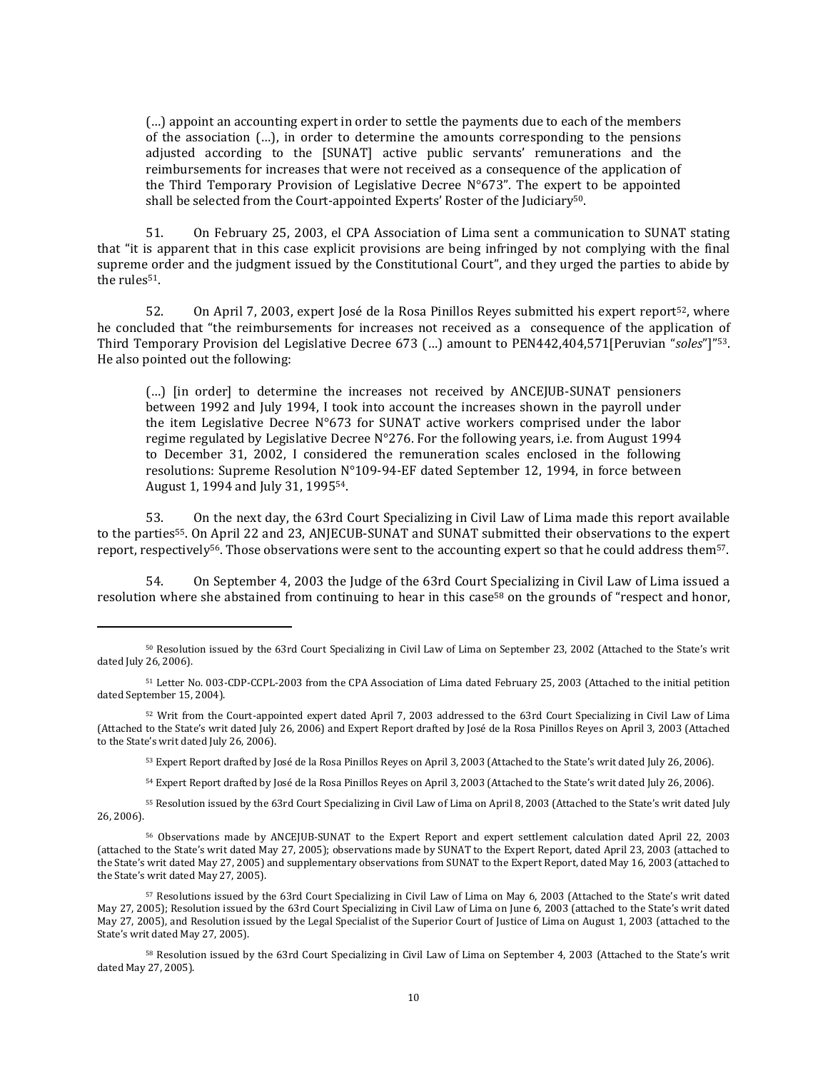> (…) appoint an accounting expert in order to settle the payments due to each of the members of the association (…), in order to determine the amounts corresponding to the pensions adjusted according to the [SUNAT] active public servants' remunerations and the reimbursements for increases that were not received as a consequence of the application of the Third Temporary Provision of Legislative Decree N°673". The expert to be appointed shall be selected from the Court-appointed Experts' Roster of the Judiciary[50].

51. On February 25, 2003, el CPA Association of Lima sent a communication to SUNAT stating that "it is apparent that in this case explicit provisions are being infringed by not complying with the final supreme order and the judgment issued by the Constitutional Court", and they urged the parties to abide by the rules[51].

52. On April 7, 2003, expert José de la Rosa Pinillos Reyes submitted his expert report[52], where he concluded that "the reimbursements for increases not received as a consequence of the application of Third Temporary Provision del Legislative Decree 673 (…) amount to PEN442,404,571[Peruvian "*soles*"]"[53]. He also pointed out the following:

> (…) [in order] to determine the increases not received by ANCEJUB-SUNAT pensioners between 1992 and July 1994, I took into account the increases shown in the payroll under the item Legislative Decree N°673 for SUNAT active workers comprised under the labor regime regulated by Legislative Decree N°276. For the following years, i.e. from August 1994 to December 31, 2002, I considered the remuneration scales enclosed in the following resolutions: Supreme Resolution N°109-94-EF dated September 12, 1994, in force between August 1, 1994 and July 31, 1995[54].

53. On the next day, the 63rd Court Specializing in Civil Law of Lima made this report available to the parties[55]. On April 22 and 23, ANJECUB-SUNAT and SUNAT submitted their observations to the expert report, respectively[56]. Those observations were sent to the accounting expert so that he could address them[57].

54. On September 4, 2003 the Judge of the 63rd Court Specializing in Civil Law of Lima issued a resolution where she abstained from continuing to hear in this case[58] on the grounds of "respect and honor,

---

[50] Resolution issued by the 63rd Court Specializing in Civil Law of Lima on September 23, 2002 (Attached to the State's writ dated July 26, 2006).

[51] Letter No. 003-CDP-CCPL-2003 from the CPA Association of Lima dated February 25, 2003 (Attached to the initial petition dated September 15, 2004).

[52] Writ from the Court-appointed expert dated April 7, 2003 addressed to the 63rd Court Specializing in Civil Law of Lima (Attached to the State's writ dated July 26, 2006) and Expert Report drafted by José de la Rosa Pinillos Reyes on April 3, 2003 (Attached to the State's writ dated July 26, 2006).

[53] Expert Report drafted by José de la Rosa Pinillos Reyes on April 3, 2003 (Attached to the State's writ dated July 26, 2006).

[54] Expert Report drafted by José de la Rosa Pinillos Reyes on April 3, 2003 (Attached to the State's writ dated July 26, 2006).

[55] Resolution issued by the 63rd Court Specializing in Civil Law of Lima on April 8, 2003 (Attached to the State's writ dated July 26, 2006).

[56] Observations made by ANCEJUB-SUNAT to the Expert Report and expert settlement calculation dated April 22, 2003 (attached to the State's writ dated May 27, 2005); observations made by SUNAT to the Expert Report, dated April 23, 2003 (attached to the State's writ dated May 27, 2005) and supplementary observations from SUNAT to the Expert Report, dated May 16, 2003 (attached to the State's writ dated May 27, 2005).

[57] Resolutions issued by the 63rd Court Specializing in Civil Law of Lima on May 6, 2003 (Attached to the State's writ dated May 27, 2005); Resolution issued by the 63rd Court Specializing in Civil Law of Lima on June 6, 2003 (attached to the State's writ dated May 27, 2005), and Resolution issued by the Legal Specialist of the Superior Court of Justice of Lima on August 1, 2003 (attached to the State's writ dated May 27, 2005).

[58] Resolution issued by the 63rd Court Specializing in Civil Law of Lima on September 4, 2003 (Attached to the State's writ dated May 27, 2005).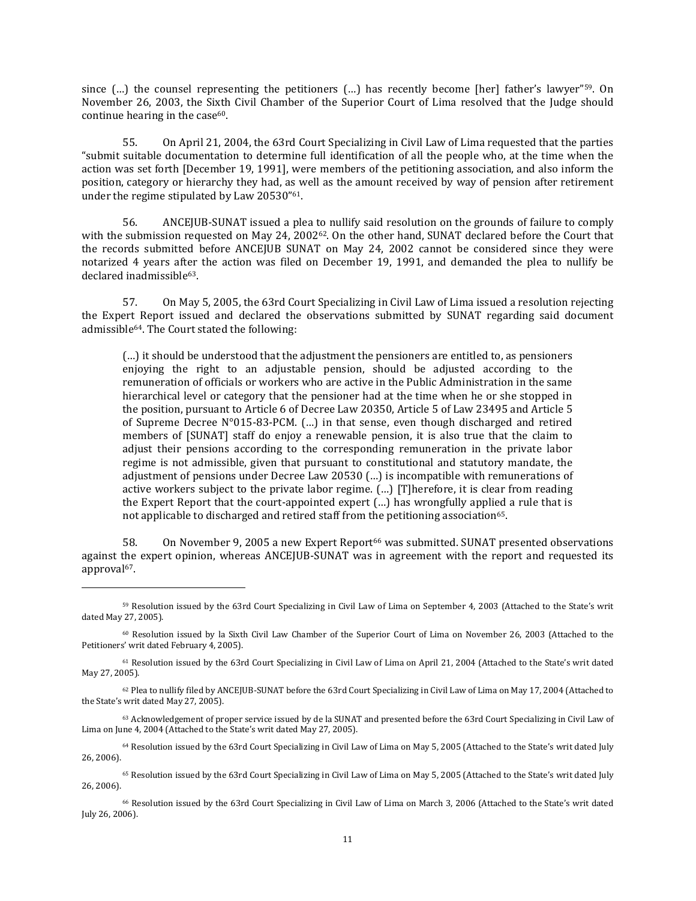since (…) the counsel representing the petitioners (…) has recently become [her] father's lawyer"[59]. On November 26, 2003, the Sixth Civil Chamber of the Superior Court of Lima resolved that the Judge should continue hearing in the case[60].

55. On April 21, 2004, the 63rd Court Specializing in Civil Law of Lima requested that the parties "submit suitable documentation to determine full identification of all the people who, at the time when the action was set forth [December 19, 1991], were members of the petitioning association, and also inform the position, category or hierarchy they had, as well as the amount received by way of pension after retirement under the regime stipulated by Law 20530"[61].

56. ANCEJUB-SUNAT issued a plea to nullify said resolution on the grounds of failure to comply with the submission requested on May 24, 2002[62]. On the other hand, SUNAT declared before the Court that the records submitted before ANCEJUB SUNAT on May 24, 2002 cannot be considered since they were notarized 4 years after the action was filed on December 19, 1991, and demanded the plea to nullify be declared inadmissible[63].

57. On May 5, 2005, the 63rd Court Specializing in Civil Law of Lima issued a resolution rejecting the Expert Report issued and declared the observations submitted by SUNAT regarding said document admissible[64]. The Court stated the following:

> (…) it should be understood that the adjustment the pensioners are entitled to, as pensioners enjoying the right to an adjustable pension, should be adjusted according to the remuneration of officials or workers who are active in the Public Administration in the same hierarchical level or category that the pensioner had at the time when he or she stopped in the position, pursuant to Article 6 of Decree Law 20350, Article 5 of Law 23495 and Article 5 of Supreme Decree N°015-83-PCM. (…) in that sense, even though discharged and retired members of [SUNAT] staff do enjoy a renewable pension, it is also true that the claim to adjust their pensions according to the corresponding remuneration in the private labor regime is not admissible, given that pursuant to constitutional and statutory mandate, the adjustment of pensions under Decree Law 20530 (…) is incompatible with remunerations of active workers subject to the private labor regime. (…) [T]herefore, it is clear from reading the Expert Report that the court-appointed expert (…) has wrongfully applied a rule that is not applicable to discharged and retired staff from the petitioning association[65].

58. On November 9, 2005 a new Expert Report[66] was submitted. SUNAT presented observations against the expert opinion, whereas ANCEJUB-SUNAT was in agreement with the report and requested its approval[67].

---

[59] Resolution issued by the 63rd Court Specializing in Civil Law of Lima on September 4, 2003 (Attached to the State's writ dated May 27, 2005).

[60] Resolution issued by la Sixth Civil Law Chamber of the Superior Court of Lima on November 26, 2003 (Attached to the Petitioners' writ dated February 4, 2005).

[61] Resolution issued by the 63rd Court Specializing in Civil Law of Lima on April 21, 2004 (Attached to the State's writ dated May 27, 2005).

[62] Plea to nullify filed by ANCEJUB-SUNAT before the 63rd Court Specializing in Civil Law of Lima on May 17, 2004 (Attached to the State's writ dated May 27, 2005).

[63] Acknowledgement of proper service issued by de la SUNAT and presented before the 63rd Court Specializing in Civil Law of Lima on June 4, 2004 (Attached to the State's writ dated May 27, 2005).

[64] Resolution issued by the 63rd Court Specializing in Civil Law of Lima on May 5, 2005 (Attached to the State's writ dated July 26, 2006).

[65] Resolution issued by the 63rd Court Specializing in Civil Law of Lima on May 5, 2005 (Attached to the State's writ dated July 26, 2006).

[66] Resolution issued by the 63rd Court Specializing in Civil Law of Lima on March 3, 2006 (Attached to the State's writ dated July 26, 2006).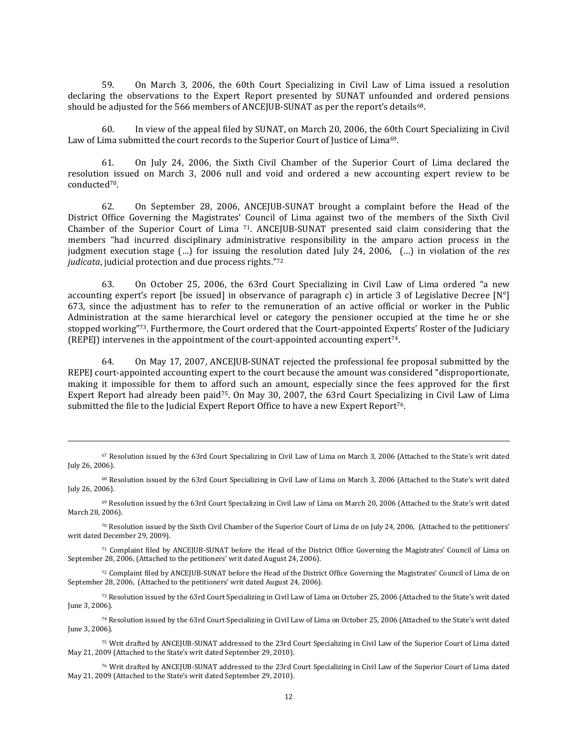59. On March 3, 2006, the 60th Court Specializing in Civil Law of Lima issued a resolution declaring the observations to the Expert Report presented by SUNAT unfounded and ordered pensions should be adjusted for the 566 members of ANCEJUB-SUNAT as per the report's details[68].

60. In view of the appeal filed by SUNAT, on March 20, 2006, the 60th Court Specializing in Civil Law of Lima submitted the court records to the Superior Court of Justice of Lima[69].

61. On July 24, 2006, the Sixth Civil Chamber of the Superior Court of Lima declared the resolution issued on March 3, 2006 null and void and ordered a new accounting expert review to be conducted[70].

62. On September 28, 2006, ANCEJUB-SUNAT brought a complaint before the Head of the District Office Governing the Magistrates' Council of Lima against two of the members of the Sixth Civil Chamber of the Superior Court of Lima [71]. ANCEJUB-SUNAT presented said claim considering that the members "had incurred disciplinary administrative responsibility in the amparo action process in the judgment execution stage (…) for issuing the resolution dated July 24, 2006, (…) in violation of the *res judicata*, judicial protection and due process rights."[72]

63. On October 25, 2006, the 63rd Court Specializing in Civil Law of Lima ordered "a new accounting expert's report [be issued] in observance of paragraph c) in article 3 of Legislative Decree [N°] 673, since the adjustment has to refer to the remuneration of an active official or worker in the Public Administration at the same hierarchical level or category the pensioner occupied at the time he or she stopped working"[73]. Furthermore, the Court ordered that the Court-appointed Experts' Roster of the Judiciary (REPEJ) intervenes in the appointment of the court-appointed accounting expert[74].

64. On May 17, 2007, ANCEJUB-SUNAT rejected the professional fee proposal submitted by the REPEJ court-appointed accounting expert to the court because the amount was considered "disproportionate, making it impossible for them to afford such an amount, especially since the fees approved for the first Expert Report had already been paid[75]. On May 30, 2007, the 63rd Court Specializing in Civil Law of Lima submitted the file to the Judicial Expert Report Office to have a new Expert Report[76].

---

[67] Resolution issued by the 63rd Court Specializing in Civil Law of Lima on March 3, 2006 (Attached to the State's writ dated July 26, 2006).

[68] Resolution issued by the 63rd Court Specializing in Civil Law of Lima on March 3, 2006 (Attached to the State's writ dated July 26, 2006).

[69] Resolution issued by the 63rd Court Specializing in Civil Law of Lima on March 20, 2006 (Attached to the State's writ dated March 28, 2006).

[70] Resolution issued by the Sixth Civil Chamber of the Superior Court of Lima de on July 24, 2006, (Attached to the petitioners' writ dated December 29, 2009).

[71] Complaint filed by ANCEJUB-SUNAT before the Head of the District Office Governing the Magistrates' Council of Lima on September 28, 2006, (Attached to the petitioners' writ dated August 24, 2006).

[72] Complaint filed by ANCEJUB-SUNAT before the Head of the District Office Governing the Magistrates' Council of Lima de on September 28, 2006, (Attached to the petitioners' writ dated August 24, 2006).

[73] Resolution issued by the 63rd Court Specializing in Civil Law of Lima on October 25, 2006 (Attached to the State's writ dated June 3, 2006).

[74] Resolution issued by the 63rd Court Specializing in Civil Law of Lima on October 25, 2006 (Attached to the State's writ dated June 3, 2006).

[75] Writ drafted by ANCEJUB-SUNAT addressed to the 23rd Court Specializing in Civil Law of the Superior Court of Lima dated May 21, 2009 (Attached to the State's writ dated September 29, 2010).

[76] Writ drafted by ANCEJUB-SUNAT addressed to the 23rd Court Specializing in Civil Law of the Superior Court of Lima dated May 21, 2009 (Attached to the State's writ dated September 29, 2010).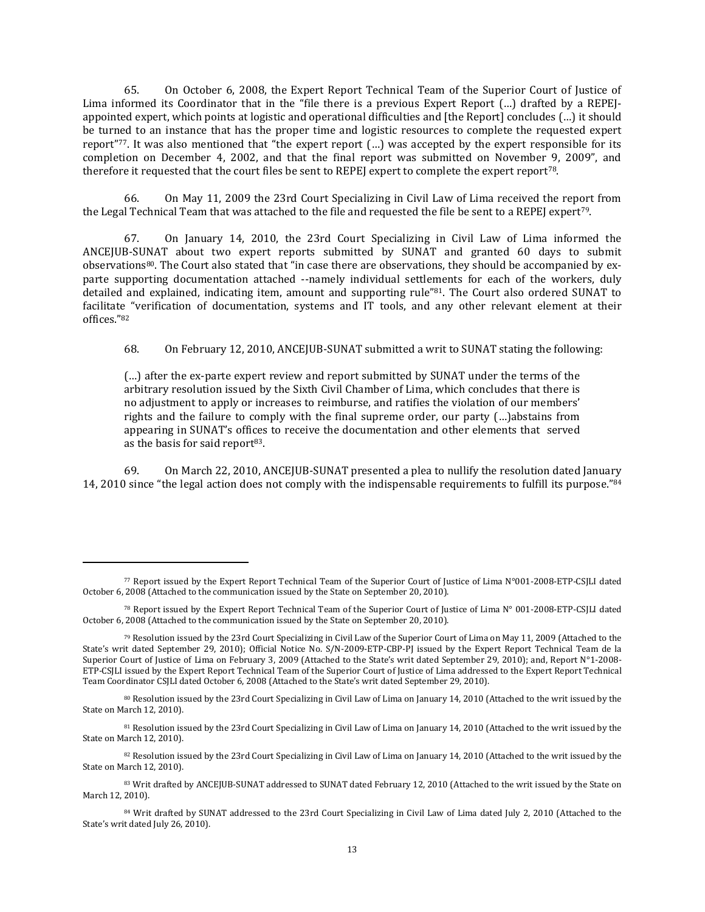65. On October 6, 2008, the Expert Report Technical Team of the Superior Court of Justice of Lima informed its Coordinator that in the "file there is a previous Expert Report (…) drafted by a REPEJ-appointed expert, which points at logistic and operational difficulties and [the Report] concludes (…) it should be turned to an instance that has the proper time and logistic resources to complete the requested expert report"[77]. It was also mentioned that "the expert report (…) was accepted by the expert responsible for its completion on December 4, 2002, and that the final report was submitted on November 9, 2009", and therefore it requested that the court files be sent to REPEJ expert to complete the expert report[78].

66. On May 11, 2009 the 23rd Court Specializing in Civil Law of Lima received the report from the Legal Technical Team that was attached to the file and requested the file be sent to a REPEJ expert[79].

67. On January 14, 2010, the 23rd Court Specializing in Civil Law of Lima informed the ANCEJUB-SUNAT about two expert reports submitted by SUNAT and granted 60 days to submit observations[80]. The Court also stated that "in case there are observations, they should be accompanied by ex-parte supporting documentation attached --namely individual settlements for each of the workers, duly detailed and explained, indicating item, amount and supporting rule"[81]. The Court also ordered SUNAT to facilitate "verification of documentation, systems and IT tools, and any other relevant element at their offices."[82]

68. On February 12, 2010, ANCEJUB-SUNAT submitted a writ to SUNAT stating the following:

> (…) after the ex-parte expert review and report submitted by SUNAT under the terms of the arbitrary resolution issued by the Sixth Civil Chamber of Lima, which concludes that there is no adjustment to apply or increases to reimburse, and ratifies the violation of our members' rights and the failure to comply with the final supreme order, our party (…)abstains from appearing in SUNAT's offices to receive the documentation and other elements that served as the basis for said report[83].

69. On March 22, 2010, ANCEJUB-SUNAT presented a plea to nullify the resolution dated January 14, 2010 since "the legal action does not comply with the indispensable requirements to fulfill its purpose."[84]

---

[77] Report issued by the Expert Report Technical Team of the Superior Court of Justice of Lima N°001-2008-ETP-CSJLI dated October 6, 2008 (Attached to the communication issued by the State on September 20, 2010).

[78] Report issued by the Expert Report Technical Team of the Superior Court of Justice of Lima N° 001-2008-ETP-CSJLI dated October 6, 2008 (Attached to the communication issued by the State on September 20, 2010).

[79] Resolution issued by the 23rd Court Specializing in Civil Law of the Superior Court of Lima on May 11, 2009 (Attached to the State's writ dated September 29, 2010); Official Notice No. S/N-2009-ETP-CBP-PJ issued by the Expert Report Technical Team de la Superior Court of Justice of Lima on February 3, 2009 (Attached to the State's writ dated September 29, 2010); and, Report N°1-2008-ETP-CSJLI issued by the Expert Report Technical Team of the Superior Court of Justice of Lima addressed to the Expert Report Technical Team Coordinator CSJLI dated October 6, 2008 (Attached to the State's writ dated September 29, 2010).

[80] Resolution issued by the 23rd Court Specializing in Civil Law of Lima on January 14, 2010 (Attached to the writ issued by the State on March 12, 2010).

[81] Resolution issued by the 23rd Court Specializing in Civil Law of Lima on January 14, 2010 (Attached to the writ issued by the State on March 12, 2010).

[82] Resolution issued by the 23rd Court Specializing in Civil Law of Lima on January 14, 2010 (Attached to the writ issued by the State on March 12, 2010).

[83] Writ drafted by ANCEJUB-SUNAT addressed to SUNAT dated February 12, 2010 (Attached to the writ issued by the State on March 12, 2010).

[84] Writ drafted by SUNAT addressed to the 23rd Court Specializing in Civil Law of Lima dated July 2, 2010 (Attached to the State's writ dated July 26, 2010).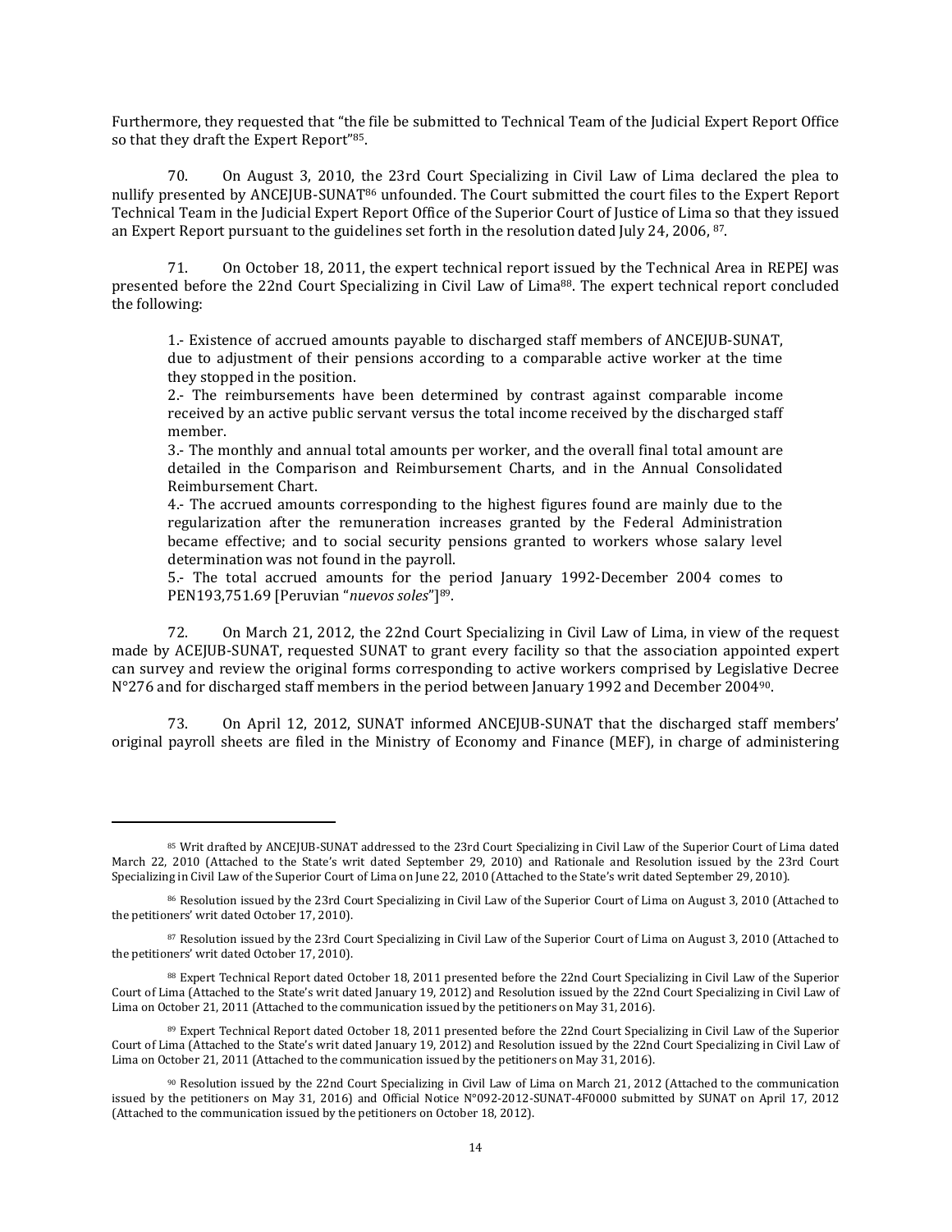Furthermore, they requested that "the file be submitted to Technical Team of the Judicial Expert Report Office so that they draft the Expert Report"[85].

70. On August 3, 2010, the 23rd Court Specializing in Civil Law of Lima declared the plea to nullify presented by ANCEJUB-SUNAT[86] unfounded. The Court submitted the court files to the Expert Report Technical Team in the Judicial Expert Report Office of the Superior Court of Justice of Lima so that they issued an Expert Report pursuant to the guidelines set forth in the resolution dated July 24, 2006, [87].

71. On October 18, 2011, the expert technical report issued by the Technical Area in REPEJ was presented before the 22nd Court Specializing in Civil Law of Lima[88]. The expert technical report concluded the following:

> 1.- Existence of accrued amounts payable to discharged staff members of ANCEJUB-SUNAT, due to adjustment of their pensions according to a comparable active worker at the time they stopped in the position.
>
> 2.- The reimbursements have been determined by contrast against comparable income received by an active public servant versus the total income received by the discharged staff member.
>
> 3.- The monthly and annual total amounts per worker, and the overall final total amount are detailed in the Comparison and Reimbursement Charts, and in the Annual Consolidated Reimbursement Chart.
>
> 4.- The accrued amounts corresponding to the highest figures found are mainly due to the regularization after the remuneration increases granted by the Federal Administration became effective; and to social security pensions granted to workers whose salary level determination was not found in the payroll.
>
> 5.- The total accrued amounts for the period January 1992-December 2004 comes to PEN193,751.69 [Peruvian "*nuevos soles*"][89].

72. On March 21, 2012, the 22nd Court Specializing in Civil Law of Lima, in view of the request made by ACEJUB-SUNAT, requested SUNAT to grant every facility so that the association appointed expert can survey and review the original forms corresponding to active workers comprised by Legislative Decree N°276 and for discharged staff members in the period between January 1992 and December 2004[90].

73. On April 12, 2012, SUNAT informed ANCEJUB-SUNAT that the discharged staff members' original payroll sheets are filed in the Ministry of Economy and Finance (MEF), in charge of administering

---

[85] Writ drafted by ANCEJUB-SUNAT addressed to the 23rd Court Specializing in Civil Law of the Superior Court of Lima dated March 22, 2010 (Attached to the State's writ dated September 29, 2010) and Rationale and Resolution issued by the 23rd Court Specializing in Civil Law of the Superior Court of Lima on June 22, 2010 (Attached to the State's writ dated September 29, 2010).

[86] Resolution issued by the 23rd Court Specializing in Civil Law of the Superior Court of Lima on August 3, 2010 (Attached to the petitioners' writ dated October 17, 2010).

[87] Resolution issued by the 23rd Court Specializing in Civil Law of the Superior Court of Lima on August 3, 2010 (Attached to the petitioners' writ dated October 17, 2010).

[88] Expert Technical Report dated October 18, 2011 presented before the 22nd Court Specializing in Civil Law of the Superior Court of Lima (Attached to the State's writ dated January 19, 2012) and Resolution issued by the 22nd Court Specializing in Civil Law of Lima on October 21, 2011 (Attached to the communication issued by the petitioners on May 31, 2016).

[89] Expert Technical Report dated October 18, 2011 presented before the 22nd Court Specializing in Civil Law of the Superior Court of Lima (Attached to the State's writ dated January 19, 2012) and Resolution issued by the 22nd Court Specializing in Civil Law of Lima on October 21, 2011 (Attached to the communication issued by the petitioners on May 31, 2016).

[90] Resolution issued by the 22nd Court Specializing in Civil Law of Lima on March 21, 2012 (Attached to the communication issued by the petitioners on May 31, 2016) and Official Notice N°092-2012-SUNAT-4F0000 submitted by SUNAT on April 17, 2012 (Attached to the communication issued by the petitioners on October 18, 2012).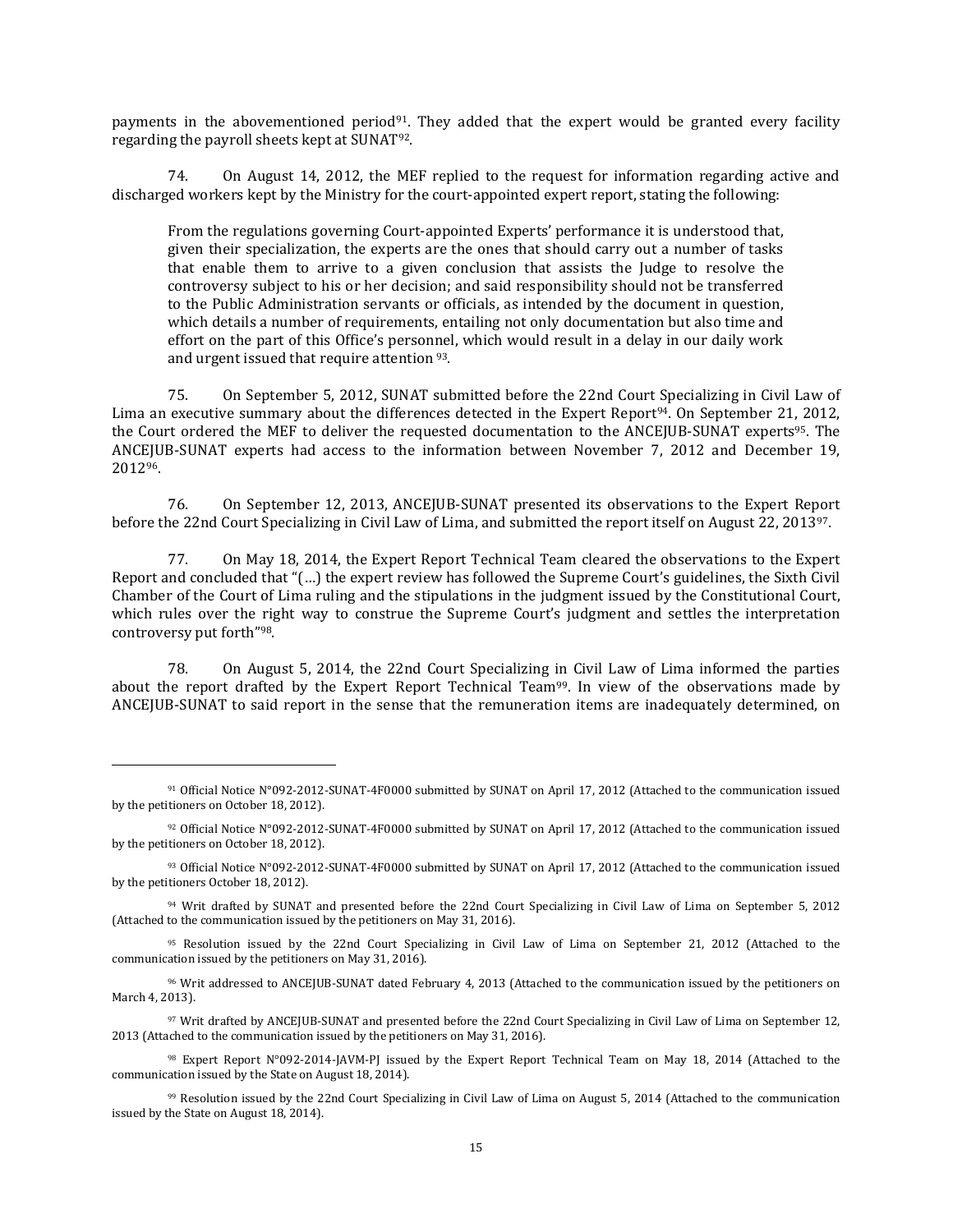payments in the abovementioned period[91]. They added that the expert would be granted every facility regarding the payroll sheets kept at SUNAT[92].

74. On August 14, 2012, the MEF replied to the request for information regarding active and discharged workers kept by the Ministry for the court-appointed expert report, stating the following:

> From the regulations governing Court-appointed Experts' performance it is understood that, given their specialization, the experts are the ones that should carry out a number of tasks that enable them to arrive to a given conclusion that assists the Judge to resolve the controversy subject to his or her decision; and said responsibility should not be transferred to the Public Administration servants or officials, as intended by the document in question, which details a number of requirements, entailing not only documentation but also time and effort on the part of this Office's personnel, which would result in a delay in our daily work and urgent issued that require attention [93].

75. On September 5, 2012, SUNAT submitted before the 22nd Court Specializing in Civil Law of Lima an executive summary about the differences detected in the Expert Report[94]. On September 21, 2012, the Court ordered the MEF to deliver the requested documentation to the ANCEJUB-SUNAT experts[95]. The ANCEJUB-SUNAT experts had access to the information between November 7, 2012 and December 19, 2012[96].

76. On September 12, 2013, ANCEJUB-SUNAT presented its observations to the Expert Report before the 22nd Court Specializing in Civil Law of Lima, and submitted the report itself on August 22, 2013[97].

77. On May 18, 2014, the Expert Report Technical Team cleared the observations to the Expert Report and concluded that "(…) the expert review has followed the Supreme Court's guidelines, the Sixth Civil Chamber of the Court of Lima ruling and the stipulations in the judgment issued by the Constitutional Court, which rules over the right way to construe the Supreme Court's judgment and settles the interpretation controversy put forth"[98].

78. On August 5, 2014, the 22nd Court Specializing in Civil Law of Lima informed the parties about the report drafted by the Expert Report Technical Team[99]. In view of the observations made by ANCEJUB-SUNAT to said report in the sense that the remuneration items are inadequately determined, on

---

[91] Official Notice N°092-2012-SUNAT-4F0000 submitted by SUNAT on April 17, 2012 (Attached to the communication issued by the petitioners on October 18, 2012).

[92] Official Notice N°092-2012-SUNAT-4F0000 submitted by SUNAT on April 17, 2012 (Attached to the communication issued by the petitioners on October 18, 2012).

[93] Official Notice N°092-2012-SUNAT-4F0000 submitted by SUNAT on April 17, 2012 (Attached to the communication issued by the petitioners October 18, 2012).

[94] Writ drafted by SUNAT and presented before the 22nd Court Specializing in Civil Law of Lima on September 5, 2012 (Attached to the communication issued by the petitioners on May 31, 2016).

[95] Resolution issued by the 22nd Court Specializing in Civil Law of Lima on September 21, 2012 (Attached to the communication issued by the petitioners on May 31, 2016).

[96] Writ addressed to ANCEJUB-SUNAT dated February 4, 2013 (Attached to the communication issued by the petitioners on March 4, 2013).

[97] Writ drafted by ANCEJUB-SUNAT and presented before the 22nd Court Specializing in Civil Law of Lima on September 12, 2013 (Attached to the communication issued by the petitioners on May 31, 2016).

[98] Expert Report N°092-2014-JAVM-PJ issued by the Expert Report Technical Team on May 18, 2014 (Attached to the communication issued by the State on August 18, 2014).

[99] Resolution issued by the 22nd Court Specializing in Civil Law of Lima on August 5, 2014 (Attached to the communication issued by the State on August 18, 2014).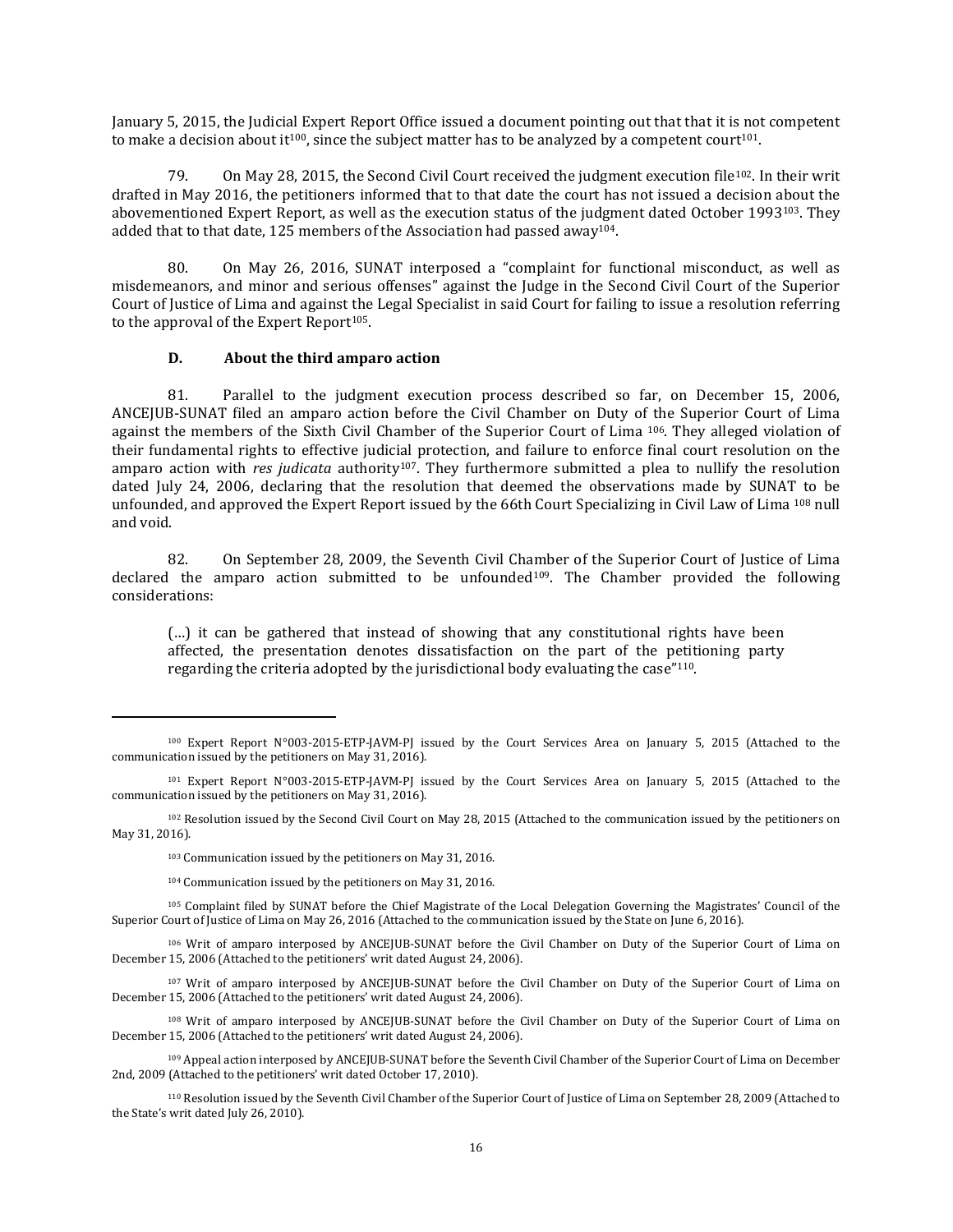January 5, 2015, the Judicial Expert Report Office issued a document pointing out that that it is not competent to make a decision about it[100], since the subject matter has to be analyzed by a competent court[101].

79. On May 28, 2015, the Second Civil Court received the judgment execution file[102]. In their writ drafted in May 2016, the petitioners informed that to that date the court has not issued a decision about the abovementioned Expert Report, as well as the execution status of the judgment dated October 1993[103]. They added that to that date, 125 members of the Association had passed away[104].

80. On May 26, 2016, SUNAT interposed a "complaint for functional misconduct, as well as misdemeanors, and minor and serious offenses" against the Judge in the Second Civil Court of the Superior Court of Justice of Lima and against the Legal Specialist in said Court for failing to issue a resolution referring to the approval of the Expert Report[105].

### D. About the third amparo action

81. Parallel to the judgment execution process described so far, on December 15, 2006, ANCEJUB-SUNAT filed an amparo action before the Civil Chamber on Duty of the Superior Court of Lima against the members of the Sixth Civil Chamber of the Superior Court of Lima [106]. They alleged violation of their fundamental rights to effective judicial protection, and failure to enforce final court resolution on the amparo action with *res judicata* authority[107]. They furthermore submitted a plea to nullify the resolution dated July 24, 2006, declaring that the resolution that deemed the observations made by SUNAT to be unfounded, and approved the Expert Report issued by the 66th Court Specializing in Civil Law of Lima [108] null and void.

82. On September 28, 2009, the Seventh Civil Chamber of the Superior Court of Justice of Lima declared the amparo action submitted to be unfounded[109]. The Chamber provided the following considerations:

> (…) it can be gathered that instead of showing that any constitutional rights have been affected, the presentation denotes dissatisfaction on the part of the petitioning party regarding the criteria adopted by the jurisdictional body evaluating the case"[110].

---

[100] Expert Report N°003-2015-ETP-JAVM-PJ issued by the Court Services Area on January 5, 2015 (Attached to the communication issued by the petitioners on May 31, 2016).

[101] Expert Report N°003-2015-ETP-JAVM-PJ issued by the Court Services Area on January 5, 2015 (Attached to the communication issued by the petitioners on May 31, 2016).

[102] Resolution issued by the Second Civil Court on May 28, 2015 (Attached to the communication issued by the petitioners on May 31, 2016).

[103] Communication issued by the petitioners on May 31, 2016.

[104] Communication issued by the petitioners on May 31, 2016.

[105] Complaint filed by SUNAT before the Chief Magistrate of the Local Delegation Governing the Magistrates' Council of the Superior Court of Justice of Lima on May 26, 2016 (Attached to the communication issued by the State on June 6, 2016).

[106] Writ of amparo interposed by ANCEJUB-SUNAT before the Civil Chamber on Duty of the Superior Court of Lima on December 15, 2006 (Attached to the petitioners' writ dated August 24, 2006).

[107] Writ of amparo interposed by ANCEJUB-SUNAT before the Civil Chamber on Duty of the Superior Court of Lima on December 15, 2006 (Attached to the petitioners' writ dated August 24, 2006).

[108] Writ of amparo interposed by ANCEJUB-SUNAT before the Civil Chamber on Duty of the Superior Court of Lima on December 15, 2006 (Attached to the petitioners' writ dated August 24, 2006).

[109] Appeal action interposed by ANCEJUB-SUNAT before the Seventh Civil Chamber of the Superior Court of Lima on December 2nd, 2009 (Attached to the petitioners' writ dated October 17, 2010).

[110] Resolution issued by the Seventh Civil Chamber of the Superior Court of Justice of Lima on September 28, 2009 (Attached to the State's writ dated July 26, 2010).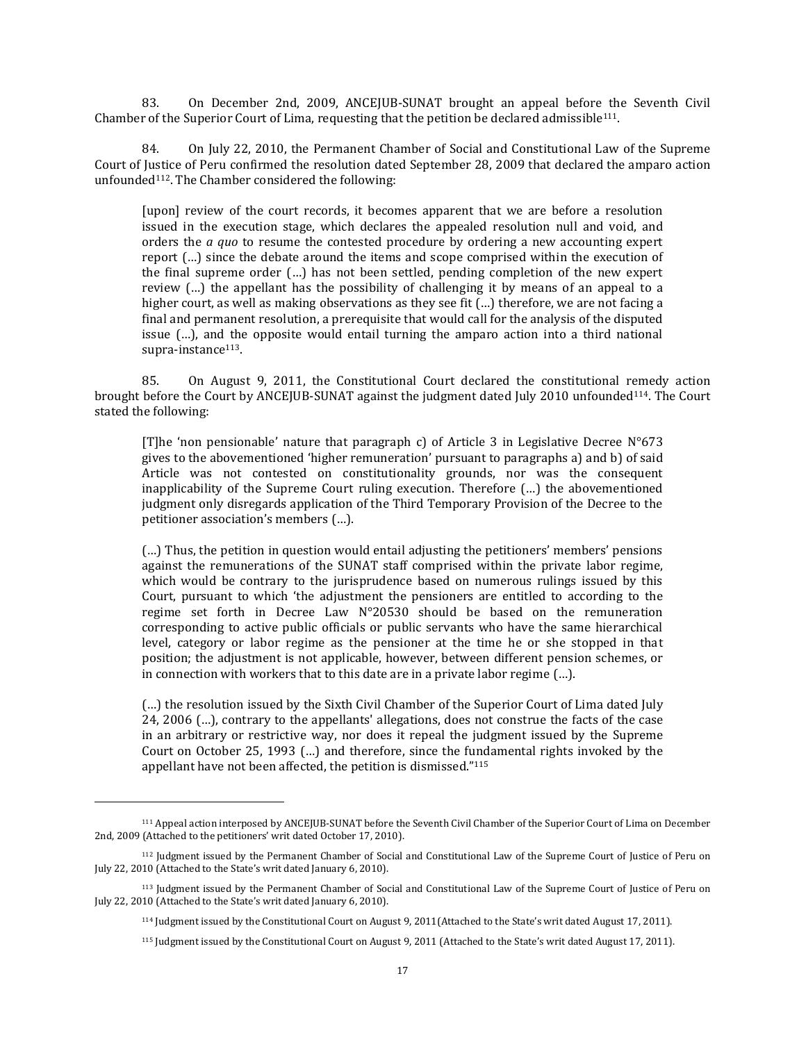83. On December 2nd, 2009, ANCEJUB-SUNAT brought an appeal before the Seventh Civil Chamber of the Superior Court of Lima, requesting that the petition be declared admissible[111].

84. On July 22, 2010, the Permanent Chamber of Social and Constitutional Law of the Supreme Court of Justice of Peru confirmed the resolution dated September 28, 2009 that declared the amparo action unfounded[112]. The Chamber considered the following:

> [upon] review of the court records, it becomes apparent that we are before a resolution issued in the execution stage, which declares the appealed resolution null and void, and orders the *a quo* to resume the contested procedure by ordering a new accounting expert report (…) since the debate around the items and scope comprised within the execution of the final supreme order (…) has not been settled, pending completion of the new expert review (…) the appellant has the possibility of challenging it by means of an appeal to a higher court, as well as making observations as they see fit (…) therefore, we are not facing a final and permanent resolution, a prerequisite that would call for the analysis of the disputed issue (…), and the opposite would entail turning the amparo action into a third national supra-instance[113].

85. On August 9, 2011, the Constitutional Court declared the constitutional remedy action brought before the Court by ANCEJUB-SUNAT against the judgment dated July 2010 unfounded[114]. The Court stated the following:

> [T]he 'non pensionable' nature that paragraph c) of Article 3 in Legislative Decree N°673 gives to the abovementioned 'higher remuneration' pursuant to paragraphs a) and b) of said Article was not contested on constitutionality grounds, nor was the consequent inapplicability of the Supreme Court ruling execution. Therefore (…) the abovementioned judgment only disregards application of the Third Temporary Provision of the Decree to the petitioner association's members (…).
>
> (…) Thus, the petition in question would entail adjusting the petitioners' members' pensions against the remunerations of the SUNAT staff comprised within the private labor regime, which would be contrary to the jurisprudence based on numerous rulings issued by this Court, pursuant to which 'the adjustment the pensioners are entitled to according to the regime set forth in Decree Law N°20530 should be based on the remuneration corresponding to active public officials or public servants who have the same hierarchical level, category or labor regime as the pensioner at the time he or she stopped in that position; the adjustment is not applicable, however, between different pension schemes, or in connection with workers that to this date are in a private labor regime (…).
>
> (…) the resolution issued by the Sixth Civil Chamber of the Superior Court of Lima dated July 24, 2006 (…), contrary to the appellants' allegations, does not construe the facts of the case in an arbitrary or restrictive way, nor does it repeal the judgment issued by the Supreme Court on October 25, 1993 (…) and therefore, since the fundamental rights invoked by the appellant have not been affected, the petition is dismissed."[115]

---

[111] Appeal action interposed by ANCEJUB-SUNAT before the Seventh Civil Chamber of the Superior Court of Lima on December 2nd, 2009 (Attached to the petitioners' writ dated October 17, 2010).

[112] Judgment issued by the Permanent Chamber of Social and Constitutional Law of the Supreme Court of Justice of Peru on July 22, 2010 (Attached to the State's writ dated January 6, 2010).

[113] Judgment issued by the Permanent Chamber of Social and Constitutional Law of the Supreme Court of Justice of Peru on July 22, 2010 (Attached to the State's writ dated January 6, 2010).

[114] Judgment issued by the Constitutional Court on August 9, 2011(Attached to the State's writ dated August 17, 2011).

[115] Judgment issued by the Constitutional Court on August 9, 2011 (Attached to the State's writ dated August 17, 2011).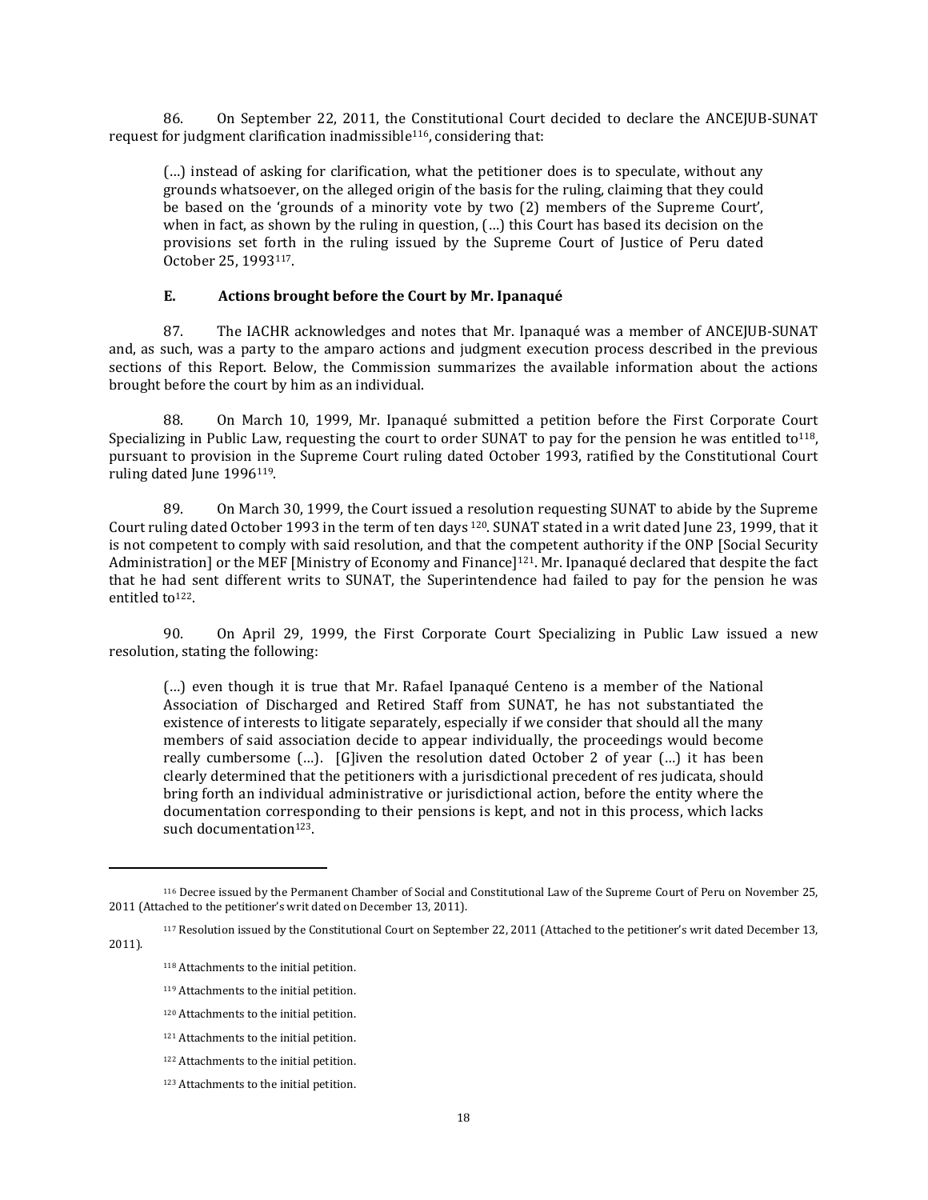86. On September 22, 2011, the Constitutional Court decided to declare the ANCEJUB-SUNAT request for judgment clarification inadmissible[116], considering that:

> (…) instead of asking for clarification, what the petitioner does is to speculate, without any grounds whatsoever, on the alleged origin of the basis for the ruling, claiming that they could be based on the 'grounds of a minority vote by two (2) members of the Supreme Court', when in fact, as shown by the ruling in question, (…) this Court has based its decision on the provisions set forth in the ruling issued by the Supreme Court of Justice of Peru dated October 25, 1993[117].

### E. Actions brought before the Court by Mr. Ipanaqué

87. The IACHR acknowledges and notes that Mr. Ipanaqué was a member of ANCEJUB-SUNAT and, as such, was a party to the amparo actions and judgment execution process described in the previous sections of this Report. Below, the Commission summarizes the available information about the actions brought before the court by him as an individual.

88. On March 10, 1999, Mr. Ipanaqué submitted a petition before the First Corporate Court Specializing in Public Law, requesting the court to order SUNAT to pay for the pension he was entitled to[118], pursuant to provision in the Supreme Court ruling dated October 1993, ratified by the Constitutional Court ruling dated June 1996[119].

89. On March 30, 1999, the Court issued a resolution requesting SUNAT to abide by the Supreme Court ruling dated October 1993 in the term of ten days [120]. SUNAT stated in a writ dated June 23, 1999, that it is not competent to comply with said resolution, and that the competent authority if the ONP [Social Security Administration] or the MEF [Ministry of Economy and Finance][121]. Mr. Ipanaqué declared that despite the fact that he had sent different writs to SUNAT, the Superintendence had failed to pay for the pension he was entitled to[122].

90. On April 29, 1999, the First Corporate Court Specializing in Public Law issued a new resolution, stating the following:

> (…) even though it is true that Mr. Rafael Ipanaqué Centeno is a member of the National Association of Discharged and Retired Staff from SUNAT, he has not substantiated the existence of interests to litigate separately, especially if we consider that should all the many members of said association decide to appear individually, the proceedings would become really cumbersome (…). [G]iven the resolution dated October 2 of year (…) it has been clearly determined that the petitioners with a jurisdictional precedent of res judicata, should bring forth an individual administrative or jurisdictional action, before the entity where the documentation corresponding to their pensions is kept, and not in this process, which lacks such documentation[123].

---

[116] Decree issued by the Permanent Chamber of Social and Constitutional Law of the Supreme Court of Peru on November 25, 2011 (Attached to the petitioner's writ dated on December 13, 2011).

[117] Resolution issued by the Constitutional Court on September 22, 2011 (Attached to the petitioner's writ dated December 13, 2011).

[118] Attachments to the initial petition.

[119] Attachments to the initial petition.

[120] Attachments to the initial petition.

[121] Attachments to the initial petition.

[122] Attachments to the initial petition.

[123] Attachments to the initial petition.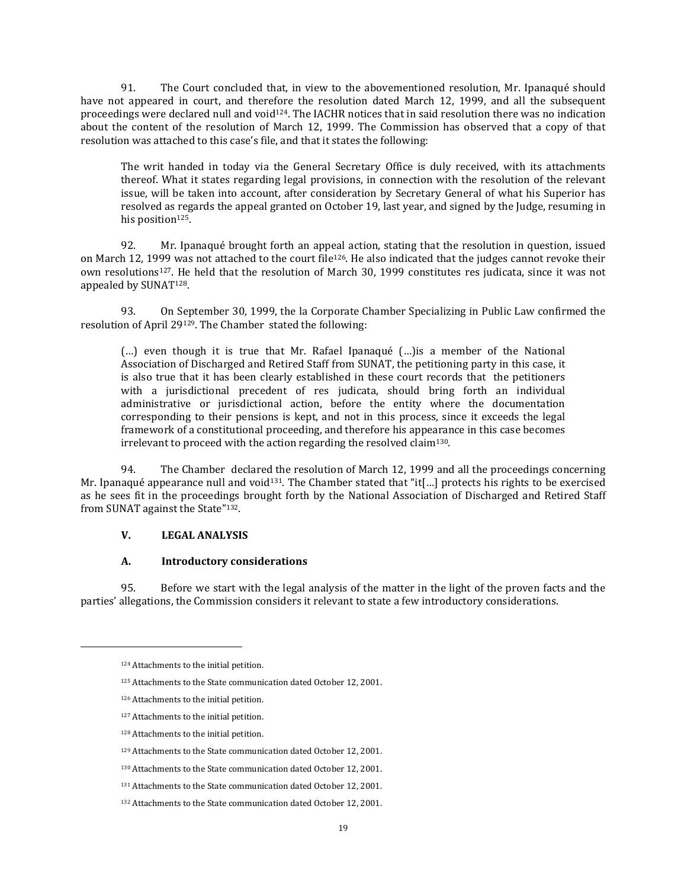91. The Court concluded that, in view to the abovementioned resolution, Mr. Ipanaqué should have not appeared in court, and therefore the resolution dated March 12, 1999, and all the subsequent proceedings were declared null and void[124]. The IACHR notices that in said resolution there was no indication about the content of the resolution of March 12, 1999. The Commission has observed that a copy of that resolution was attached to this case's file, and that it states the following:

> The writ handed in today via the General Secretary Office is duly received, with its attachments thereof. What it states regarding legal provisions, in connection with the resolution of the relevant issue, will be taken into account, after consideration by Secretary General of what his Superior has resolved as regards the appeal granted on October 19, last year, and signed by the Judge, resuming in his position[125].

92. Mr. Ipanaqué brought forth an appeal action, stating that the resolution in question, issued on March 12, 1999 was not attached to the court file[126]. He also indicated that the judges cannot revoke their own resolutions[127]. He held that the resolution of March 30, 1999 constitutes res judicata, since it was not appealed by SUNAT[128].

93. On September 30, 1999, the la Corporate Chamber Specializing in Public Law confirmed the resolution of April 29[129]. The Chamber stated the following:

> (…) even though it is true that Mr. Rafael Ipanaqué (…)is a member of the National Association of Discharged and Retired Staff from SUNAT, the petitioning party in this case, it is also true that it has been clearly established in these court records that the petitioners with a jurisdictional precedent of res judicata, should bring forth an individual administrative or jurisdictional action, before the entity where the documentation corresponding to their pensions is kept, and not in this process, since it exceeds the legal framework of a constitutional proceeding, and therefore his appearance in this case becomes irrelevant to proceed with the action regarding the resolved claim[130].

94. The Chamber declared the resolution of March 12, 1999 and all the proceedings concerning Mr. Ipanaqué appearance null and void[131]. The Chamber stated that "it[…] protects his rights to be exercised as he sees fit in the proceedings brought forth by the National Association of Discharged and Retired Staff from SUNAT against the State"[132].

## V. LEGAL ANALYSIS

### A. Introductory considerations

95. Before we start with the legal analysis of the matter in the light of the proven facts and the parties' allegations, the Commission considers it relevant to state a few introductory considerations.

---

[124] Attachments to the initial petition.

[125] Attachments to the State communication dated October 12, 2001.

[126] Attachments to the initial petition.

[127] Attachments to the initial petition.

[128] Attachments to the initial petition.

[129] Attachments to the State communication dated October 12, 2001.

[130] Attachments to the State communication dated October 12, 2001.

[131] Attachments to the State communication dated October 12, 2001.

[132] Attachments to the State communication dated October 12, 2001.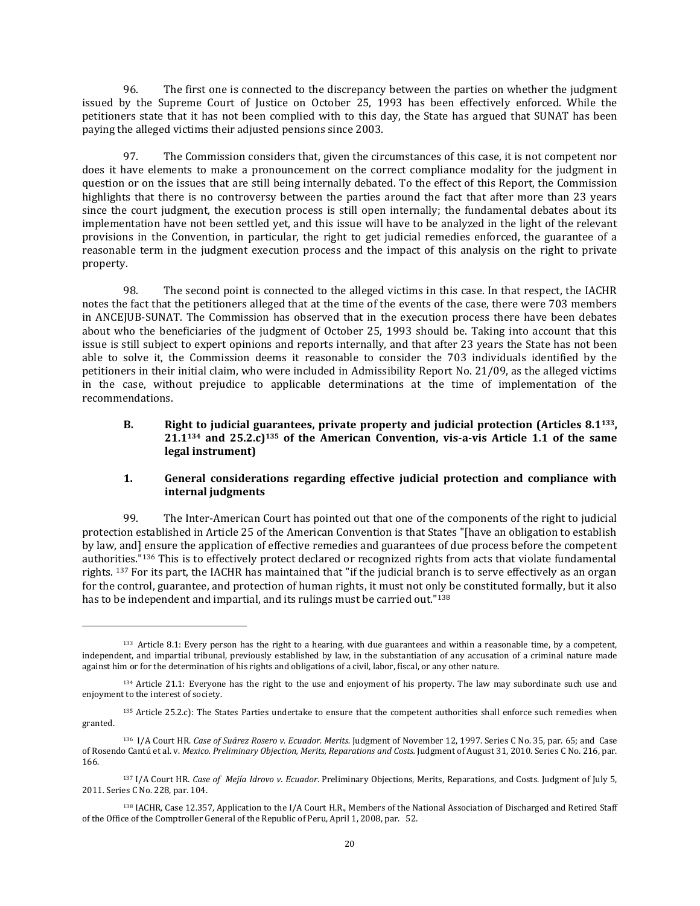96. The first one is connected to the discrepancy between the parties on whether the judgment issued by the Supreme Court of Justice on October 25, 1993 has been effectively enforced. While the petitioners state that it has not been complied with to this day, the State has argued that SUNAT has been paying the alleged victims their adjusted pensions since 2003.

97. The Commission considers that, given the circumstances of this case, it is not competent nor does it have elements to make a pronouncement on the correct compliance modality for the judgment in question or on the issues that are still being internally debated. To the effect of this Report, the Commission highlights that there is no controversy between the parties around the fact that after more than 23 years since the court judgment, the execution process is still open internally; the fundamental debates about its implementation have not been settled yet, and this issue will have to be analyzed in the light of the relevant provisions in the Convention, in particular, the right to get judicial remedies enforced, the guarantee of a reasonable term in the judgment execution process and the impact of this analysis on the right to private property.

98. The second point is connected to the alleged victims in this case. In that respect, the IACHR notes the fact that the petitioners alleged that at the time of the events of the case, there were 703 members in ANCEJUB-SUNAT. The Commission has observed that in the execution process there have been debates about who the beneficiaries of the judgment of October 25, 1993 should be. Taking into account that this issue is still subject to expert opinions and reports internally, and that after 23 years the State has not been able to solve it, the Commission deems it reasonable to consider the 703 individuals identified by the petitioners in their initial claim, who were included in Admissibility Report No. 21/09, as the alleged victims in the case, without prejudice to applicable determinations at the time of implementation of the recommendations.

### B. Right to judicial guarantees, private property and judicial protection (Articles 8.1[133], 21.1[134] and 25.2.c)[135] of the American Convention, vis-a-vis Article 1.1 of the same legal instrument)

#### 1. General considerations regarding effective judicial protection and compliance with internal judgments

99. The Inter-American Court has pointed out that one of the components of the right to judicial protection established in Article 25 of the American Convention is that States "[have an obligation to establish by law, and] ensure the application of effective remedies and guarantees of due process before the competent authorities."[136] This is to effectively protect declared or recognized rights from acts that violate fundamental rights. [137] For its part, the IACHR has maintained that "if the judicial branch is to serve effectively as an organ for the control, guarantee, and protection of human rights, it must not only be constituted formally, but it also has to be independent and impartial, and its rulings must be carried out."[138]

---

[133] Article 8.1: Every person has the right to a hearing, with due guarantees and within a reasonable time, by a competent, independent, and impartial tribunal, previously established by law, in the substantiation of any accusation of a criminal nature made against him or for the determination of his rights and obligations of a civil, labor, fiscal, or any other nature.

[134] Article 21.1: Everyone has the right to the use and enjoyment of his property. The law may subordinate such use and enjoyment to the interest of society.

[135] Article 25.2.c): The States Parties undertake to ensure that the competent authorities shall enforce such remedies when granted.

[136] I/A Court HR. *Case of Suárez Rosero v. Ecuador. Merits.* Judgment of November 12, 1997. Series C No. 35, par. 65; and Case of Rosendo Cantú et al. v. *Mexico. Preliminary Objection, Merits, Reparations and Costs.* Judgment of August 31, 2010. Series C No. 216, par. 166.

[137] I/A Court HR. *Case of Mejía Idrovo v. Ecuador*. Preliminary Objections, Merits, Reparations, and Costs. Judgment of July 5, 2011. Series C No. 228, par. 104.

[138] IACHR, Case 12.357, Application to the I/A Court H.R., Members of the National Association of Discharged and Retired Staff of the Office of the Comptroller General of the Republic of Peru, April 1, 2008, par. 52.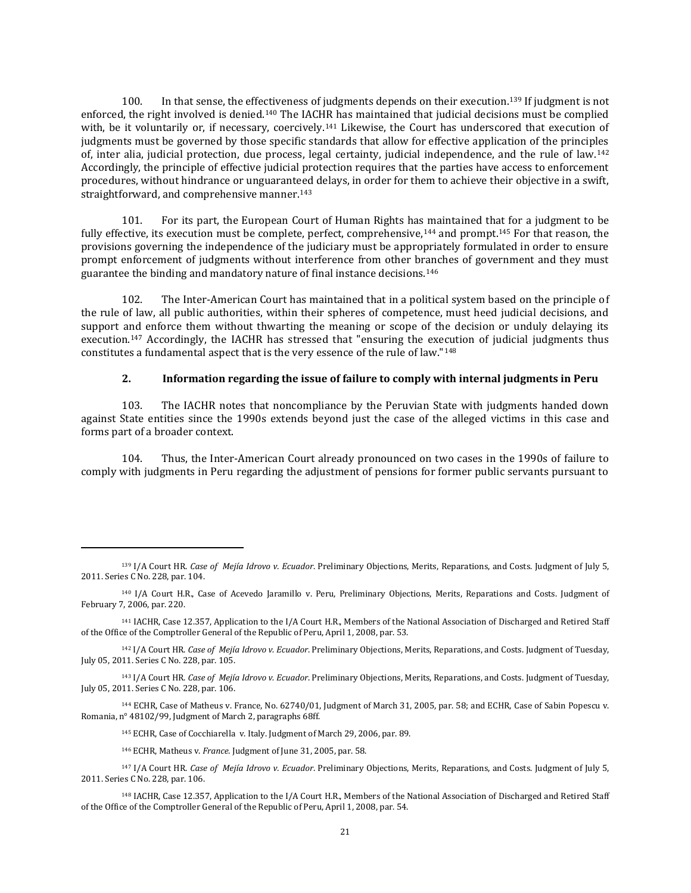100. In that sense, the effectiveness of judgments depends on their execution.[139] If judgment is not enforced, the right involved is denied.[140] The IACHR has maintained that judicial decisions must be complied with, be it voluntarily or, if necessary, coercively.[141] Likewise, the Court has underscored that execution of judgments must be governed by those specific standards that allow for effective application of the principles of, inter alia, judicial protection, due process, legal certainty, judicial independence, and the rule of law.[142] Accordingly, the principle of effective judicial protection requires that the parties have access to enforcement procedures, without hindrance or unguaranteed delays, in order for them to achieve their objective in a swift, straightforward, and comprehensive manner.[143]

101. For its part, the European Court of Human Rights has maintained that for a judgment to be fully effective, its execution must be complete, perfect, comprehensive,[144] and prompt.[145] For that reason, the provisions governing the independence of the judiciary must be appropriately formulated in order to ensure prompt enforcement of judgments without interference from other branches of government and they must guarantee the binding and mandatory nature of final instance decisions.[146]

102. The Inter-American Court has maintained that in a political system based on the principle of the rule of law, all public authorities, within their spheres of competence, must heed judicial decisions, and support and enforce them without thwarting the meaning or scope of the decision or unduly delaying its execution.[147] Accordingly, the IACHR has stressed that "ensuring the execution of judicial judgments thus constitutes a fundamental aspect that is the very essence of the rule of law."[148]

### 2. Information regarding the issue of failure to comply with internal judgments in Peru

103. The IACHR notes that noncompliance by the Peruvian State with judgments handed down against State entities since the 1990s extends beyond just the case of the alleged victims in this case and forms part of a broader context.

104. Thus, the Inter-American Court already pronounced on two cases in the 1990s of failure to comply with judgments in Peru regarding the adjustment of pensions for former public servants pursuant to

---

[139] I/A Court HR. *Case of Mejía Idrovo v. Ecuador*. Preliminary Objections, Merits, Reparations, and Costs. Judgment of July 5, 2011. Series C No. 228, par. 104.

[140] I/A Court H.R., Case of Acevedo Jaramillo v. Peru, Preliminary Objections, Merits, Reparations and Costs. Judgment of February 7, 2006, par. 220.

[141] IACHR, Case 12.357, Application to the I/A Court H.R., Members of the National Association of Discharged and Retired Staff of the Office of the Comptroller General of the Republic of Peru, April 1, 2008, par. 53.

[142] I/A Court HR. *Case of Mejía Idrovo v. Ecuador*. Preliminary Objections, Merits, Reparations, and Costs. Judgment of Tuesday, July 05, 2011. Series C No. 228, par. 105.

[143] I/A Court HR. *Case of Mejía Idrovo v. Ecuador*. Preliminary Objections, Merits, Reparations, and Costs. Judgment of Tuesday, July 05, 2011. Series C No. 228, par. 106.

[144] ECHR, Case of Matheus v. France, No. 62740/01, Judgment of March 31, 2005, par. 58; and ECHR, Case of Sabin Popescu v. Romania, n° 48102/99, Judgment of March 2, paragraphs 68ff.

[145] ECHR, Case of Cocchiarella v. Italy. Judgment of March 29, 2006, par. 89.

[146] ECHR, Matheus v. *France.* Judgment of June 31, 2005, par. 58.

[147] I/A Court HR. *Case of Mejía Idrovo v. Ecuador*. Preliminary Objections, Merits, Reparations, and Costs. Judgment of July 5, 2011. Series C No. 228, par. 106.

[148] IACHR, Case 12.357, Application to the I/A Court H.R., Members of the National Association of Discharged and Retired Staff of the Office of the Comptroller General of the Republic of Peru, April 1, 2008, par. 54.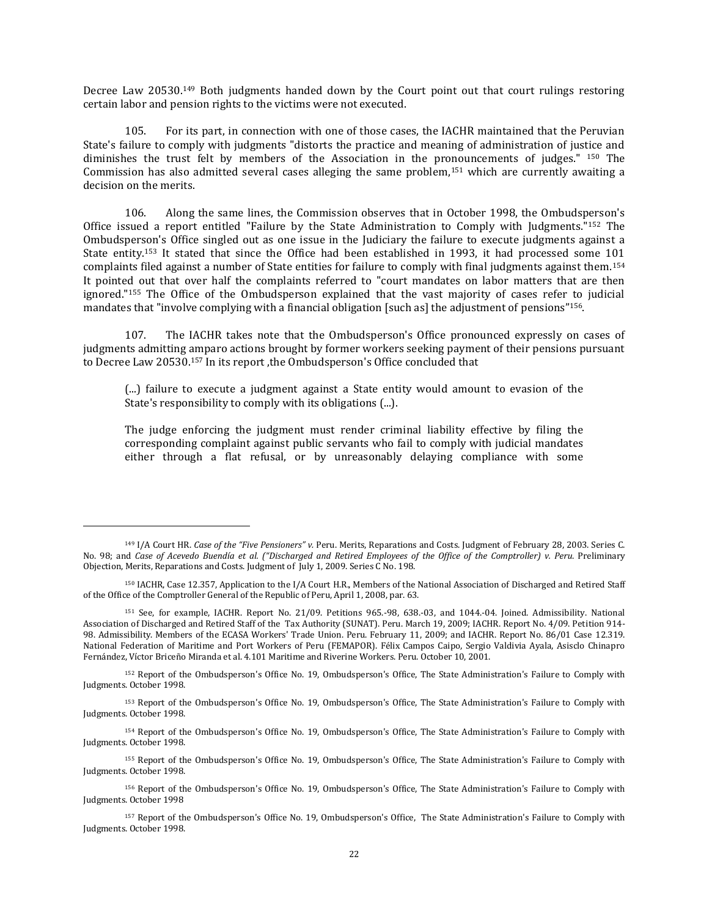Decree Law 20530.[149] Both judgments handed down by the Court point out that court rulings restoring certain labor and pension rights to the victims were not executed.

105. For its part, in connection with one of those cases, the IACHR maintained that the Peruvian State's failure to comply with judgments "distorts the practice and meaning of administration of justice and diminishes the trust felt by members of the Association in the pronouncements of judges." [150] The Commission has also admitted several cases alleging the same problem,[151] which are currently awaiting a decision on the merits.

106. Along the same lines, the Commission observes that in October 1998, the Ombudsperson's Office issued a report entitled "Failure by the State Administration to Comply with Judgments."[152] The Ombudsperson's Office singled out as one issue in the Judiciary the failure to execute judgments against a State entity.[153] It stated that since the Office had been established in 1993, it had processed some 101 complaints filed against a number of State entities for failure to comply with final judgments against them.[154] It pointed out that over half the complaints referred to "court mandates on labor matters that are then ignored."[155] The Office of the Ombudsperson explained that the vast majority of cases refer to judicial mandates that "involve complying with a financial obligation [such as] the adjustment of pensions"[156].

107. The IACHR takes note that the Ombudsperson's Office pronounced expressly on cases of judgments admitting amparo actions brought by former workers seeking payment of their pensions pursuant to Decree Law 20530.[157] In its report ,the Ombudsperson's Office concluded that

> (...) failure to execute a judgment against a State entity would amount to evasion of the State's responsibility to comply with its obligations (...).
>
> The judge enforcing the judgment must render criminal liability effective by filing the corresponding complaint against public servants who fail to comply with judicial mandates either through a flat refusal, or by unreasonably delaying compliance with some

---

[149] I/A Court HR. *Case of the "Five Pensioners" v.* Peru. Merits, Reparations and Costs. Judgment of February 28, 2003. Series C. No. 98; and *Case of Acevedo Buendía et al. ("Discharged and Retired Employees of the Office of the Comptroller) v. Peru*. Preliminary Objection, Merits, Reparations and Costs. Judgment of July 1, 2009. Series C No. 198.

[150] IACHR, Case 12.357, Application to the I/A Court H.R., Members of the National Association of Discharged and Retired Staff of the Office of the Comptroller General of the Republic of Peru, April 1, 2008, par. 63.

[151] See, for example, IACHR. Report No. 21/09. Petitions 965.-98, 638.-03, and 1044.-04. Joined. Admissibility. National Association of Discharged and Retired Staff of the Tax Authority (SUNAT). Peru. March 19, 2009; IACHR. Report No. 4/09. Petition 914-98. Admissibility. Members of the ECASA Workers' Trade Union. Peru. February 11, 2009; and IACHR. Report No. 86/01 Case 12.319. National Federation of Maritime and Port Workers of Peru (FEMAPOR). Félix Campos Caipo, Sergio Valdivia Ayala, Asisclo Chinapro Fernández, Víctor Briceño Miranda et al. 4.101 Maritime and Riverine Workers. Peru. October 10, 2001.

[152] Report of the Ombudsperson's Office No. 19, Ombudsperson's Office, The State Administration's Failure to Comply with Judgments. October 1998.

[153] Report of the Ombudsperson's Office No. 19, Ombudsperson's Office, The State Administration's Failure to Comply with Judgments. October 1998.

[154] Report of the Ombudsperson's Office No. 19, Ombudsperson's Office, The State Administration's Failure to Comply with Judgments. October 1998.

[155] Report of the Ombudsperson's Office No. 19, Ombudsperson's Office, The State Administration's Failure to Comply with Judgments. October 1998.

[156] Report of the Ombudsperson's Office No. 19, Ombudsperson's Office, The State Administration's Failure to Comply with Judgments. October 1998

[157] Report of the Ombudsperson's Office No. 19, Ombudsperson's Office, The State Administration's Failure to Comply with Judgments. October 1998.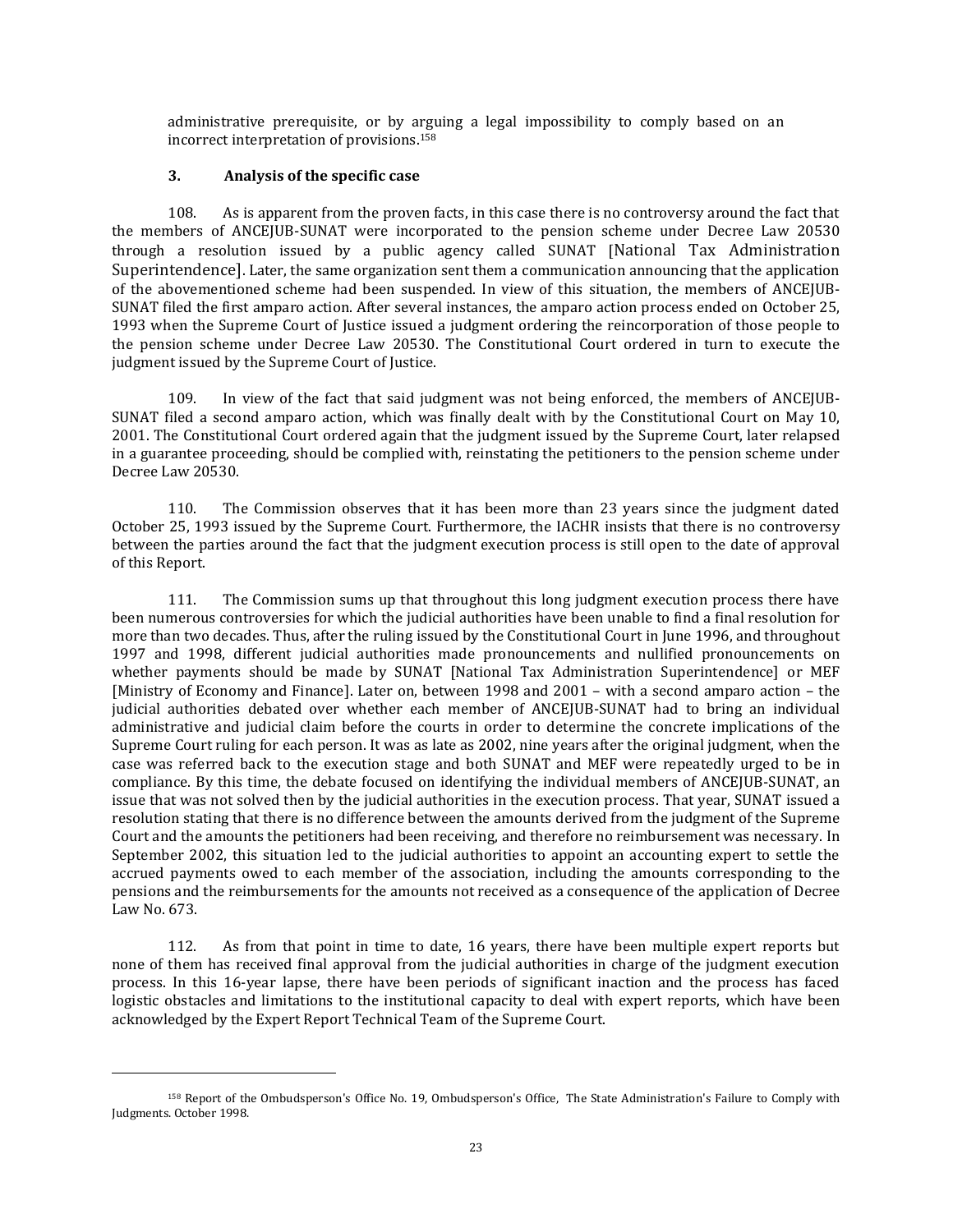administrative prerequisite, or by arguing a legal impossibility to comply based on an incorrect interpretation of provisions.[158]

### 3. Analysis of the specific case

108. As is apparent from the proven facts, in this case there is no controversy around the fact that the members of ANCEJUB-SUNAT were incorporated to the pension scheme under Decree Law 20530 through a resolution issued by a public agency called SUNAT [National Tax Administration Superintendence]. Later, the same organization sent them a communication announcing that the application of the abovementioned scheme had been suspended. In view of this situation, the members of ANCEJUB-SUNAT filed the first amparo action. After several instances, the amparo action process ended on October 25, 1993 when the Supreme Court of Justice issued a judgment ordering the reincorporation of those people to the pension scheme under Decree Law 20530. The Constitutional Court ordered in turn to execute the judgment issued by the Supreme Court of Justice.

109. In view of the fact that said judgment was not being enforced, the members of ANCEJUB-SUNAT filed a second amparo action, which was finally dealt with by the Constitutional Court on May 10, 2001. The Constitutional Court ordered again that the judgment issued by the Supreme Court, later relapsed in a guarantee proceeding, should be complied with, reinstating the petitioners to the pension scheme under Decree Law 20530.

110. The Commission observes that it has been more than 23 years since the judgment dated October 25, 1993 issued by the Supreme Court. Furthermore, the IACHR insists that there is no controversy between the parties around the fact that the judgment execution process is still open to the date of approval of this Report.

111. The Commission sums up that throughout this long judgment execution process there have been numerous controversies for which the judicial authorities have been unable to find a final resolution for more than two decades. Thus, after the ruling issued by the Constitutional Court in June 1996, and throughout 1997 and 1998, different judicial authorities made pronouncements and nullified pronouncements on whether payments should be made by SUNAT [National Tax Administration Superintendence] or MEF [Ministry of Economy and Finance]. Later on, between 1998 and 2001 – with a second amparo action – the judicial authorities debated over whether each member of ANCEJUB-SUNAT had to bring an individual administrative and judicial claim before the courts in order to determine the concrete implications of the Supreme Court ruling for each person. It was as late as 2002, nine years after the original judgment, when the case was referred back to the execution stage and both SUNAT and MEF were repeatedly urged to be in compliance. By this time, the debate focused on identifying the individual members of ANCEJUB-SUNAT, an issue that was not solved then by the judicial authorities in the execution process. That year, SUNAT issued a resolution stating that there is no difference between the amounts derived from the judgment of the Supreme Court and the amounts the petitioners had been receiving, and therefore no reimbursement was necessary. In September 2002, this situation led to the judicial authorities to appoint an accounting expert to settle the accrued payments owed to each member of the association, including the amounts corresponding to the pensions and the reimbursements for the amounts not received as a consequence of the application of Decree Law No. 673.

112. As from that point in time to date, 16 years, there have been multiple expert reports but none of them has received final approval from the judicial authorities in charge of the judgment execution process. In this 16-year lapse, there have been periods of significant inaction and the process has faced logistic obstacles and limitations to the institutional capacity to deal with expert reports, which have been acknowledged by the Expert Report Technical Team of the Supreme Court.

---

[158] Report of the Ombudsperson's Office No. 19, Ombudsperson's Office, The State Administration's Failure to Comply with Judgments. October 1998.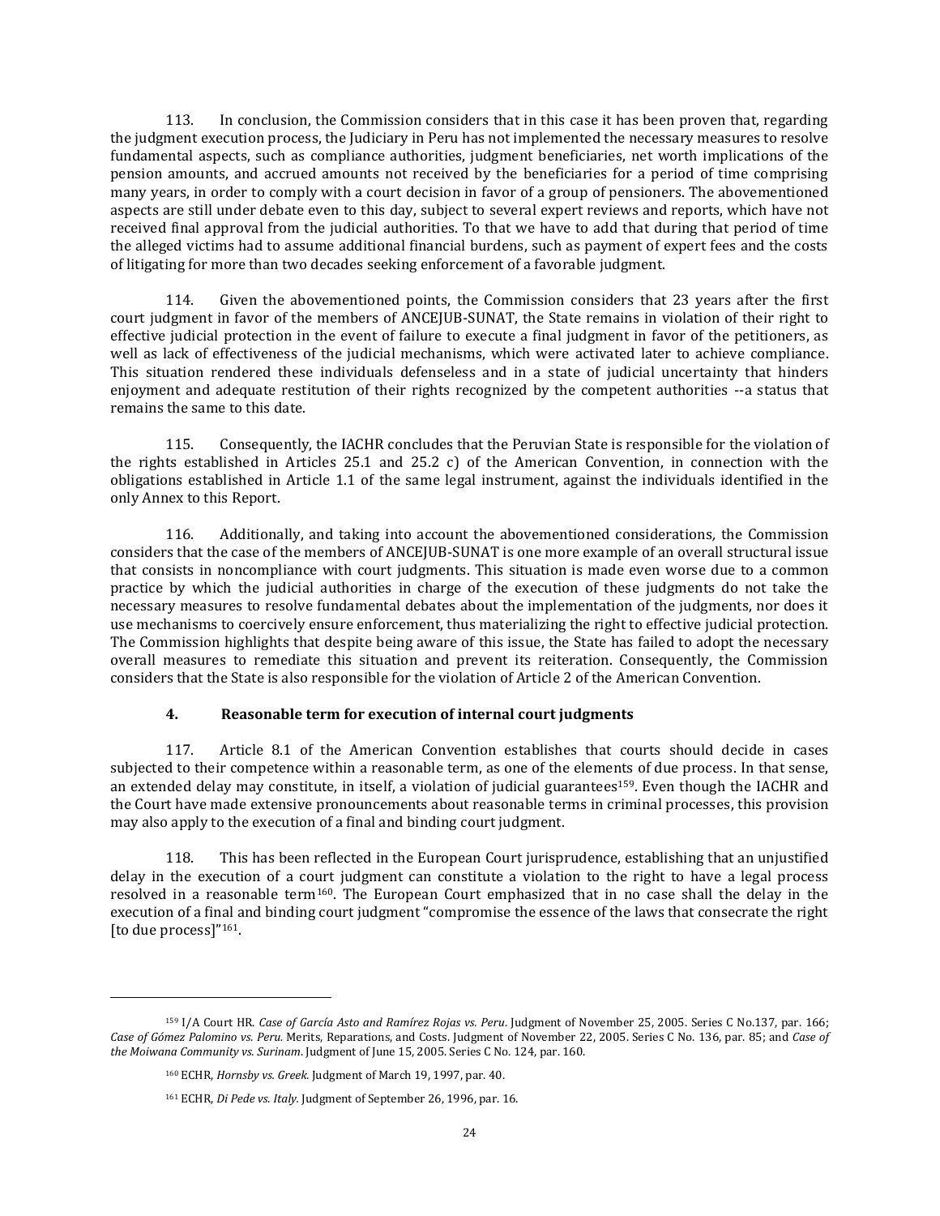113. In conclusion, the Commission considers that in this case it has been proven that, regarding the judgment execution process, the Judiciary in Peru has not implemented the necessary measures to resolve fundamental aspects, such as compliance authorities, judgment beneficiaries, net worth implications of the pension amounts, and accrued amounts not received by the beneficiaries for a period of time comprising many years, in order to comply with a court decision in favor of a group of pensioners. The abovementioned aspects are still under debate even to this day, subject to several expert reviews and reports, which have not received final approval from the judicial authorities. To that we have to add that during that period of time the alleged victims had to assume additional financial burdens, such as payment of expert fees and the costs of litigating for more than two decades seeking enforcement of a favorable judgment.

114. Given the abovementioned points, the Commission considers that 23 years after the first court judgment in favor of the members of ANCEJUB-SUNAT, the State remains in violation of their right to effective judicial protection in the event of failure to execute a final judgment in favor of the petitioners, as well as lack of effectiveness of the judicial mechanisms, which were activated later to achieve compliance. This situation rendered these individuals defenseless and in a state of judicial uncertainty that hinders enjoyment and adequate restitution of their rights recognized by the competent authorities --a status that remains the same to this date.

115. Consequently, the IACHR concludes that the Peruvian State is responsible for the violation of the rights established in Articles 25.1 and 25.2 c) of the American Convention, in connection with the obligations established in Article 1.1 of the same legal instrument, against the individuals identified in the only Annex to this Report.

116. Additionally, and taking into account the abovementioned considerations, the Commission considers that the case of the members of ANCEJUB-SUNAT is one more example of an overall structural issue that consists in noncompliance with court judgments. This situation is made even worse due to a common practice by which the judicial authorities in charge of the execution of these judgments do not take the necessary measures to resolve fundamental debates about the implementation of the judgments, nor does it use mechanisms to coercively ensure enforcement, thus materializing the right to effective judicial protection. The Commission highlights that despite being aware of this issue, the State has failed to adopt the necessary overall measures to remediate this situation and prevent its reiteration. Consequently, the Commission considers that the State is also responsible for the violation of Article 2 of the American Convention.

### 4. Reasonable term for execution of internal court judgments

117. Article 8.1 of the American Convention establishes that courts should decide in cases subjected to their competence within a reasonable term, as one of the elements of due process. In that sense, an extended delay may constitute, in itself, a violation of judicial guarantees[159]. Even though the IACHR and the Court have made extensive pronouncements about reasonable terms in criminal processes, this provision may also apply to the execution of a final and binding court judgment.

118. This has been reflected in the European Court jurisprudence, establishing that an unjustified delay in the execution of a court judgment can constitute a violation to the right to have a legal process resolved in a reasonable term[160]. The European Court emphasized that in no case shall the delay in the execution of a final and binding court judgment "compromise the essence of the laws that consecrate the right [to due process]"[161].

---

[159] I/A Court HR. *Case of García Asto and Ramírez Rojas vs. Peru*. Judgment of November 25, 2005. Series C No.137, par. 166; *Case of Gómez Palomino vs. Peru.* Merits, Reparations, and Costs. Judgment of November 22, 2005. Series C No. 136, par. 85; and *Case of the Moiwana Community vs. Surinam*. Judgment of June 15, 2005. Series C No. 124, par. 160.

[160] ECHR, *Hornsby vs. Greek.* Judgment of March 19, 1997, par. 40.

[161] ECHR, *Di Pede vs. Italy.* Judgment of September 26, 1996, par. 16.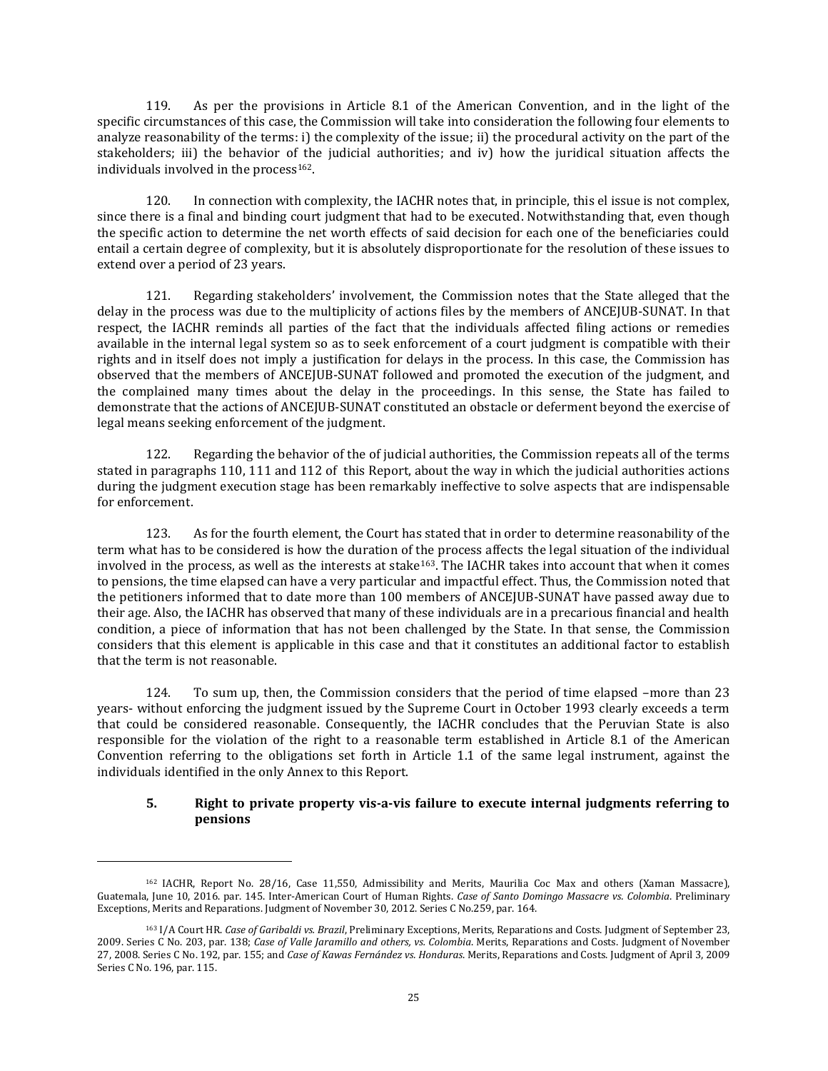119. As per the provisions in Article 8.1 of the American Convention, and in the light of the specific circumstances of this case, the Commission will take into consideration the following four elements to analyze reasonability of the terms: i) the complexity of the issue; ii) the procedural activity on the part of the stakeholders; iii) the behavior of the judicial authorities; and iv) how the juridical situation affects the individuals involved in the process[162].

120. In connection with complexity, the IACHR notes that, in principle, this el issue is not complex, since there is a final and binding court judgment that had to be executed. Notwithstanding that, even though the specific action to determine the net worth effects of said decision for each one of the beneficiaries could entail a certain degree of complexity, but it is absolutely disproportionate for the resolution of these issues to extend over a period of 23 years.

121. Regarding stakeholders' involvement, the Commission notes that the State alleged that the delay in the process was due to the multiplicity of actions files by the members of ANCEJUB-SUNAT. In that respect, the IACHR reminds all parties of the fact that the individuals affected filing actions or remedies available in the internal legal system so as to seek enforcement of a court judgment is compatible with their rights and in itself does not imply a justification for delays in the process. In this case, the Commission has observed that the members of ANCEJUB-SUNAT followed and promoted the execution of the judgment, and the complained many times about the delay in the proceedings. In this sense, the State has failed to demonstrate that the actions of ANCEJUB-SUNAT constituted an obstacle or deferment beyond the exercise of legal means seeking enforcement of the judgment.

122. Regarding the behavior of the of judicial authorities, the Commission repeats all of the terms stated in paragraphs 110, 111 and 112 of this Report, about the way in which the judicial authorities actions during the judgment execution stage has been remarkably ineffective to solve aspects that are indispensable for enforcement.

123. As for the fourth element, the Court has stated that in order to determine reasonability of the term what has to be considered is how the duration of the process affects the legal situation of the individual involved in the process, as well as the interests at stake[163]. The IACHR takes into account that when it comes to pensions, the time elapsed can have a very particular and impactful effect. Thus, the Commission noted that the petitioners informed that to date more than 100 members of ANCEJUB-SUNAT have passed away due to their age. Also, the IACHR has observed that many of these individuals are in a precarious financial and health condition, a piece of information that has not been challenged by the State. In that sense, the Commission considers that this element is applicable in this case and that it constitutes an additional factor to establish that the term is not reasonable.

124. To sum up, then, the Commission considers that the period of time elapsed –more than 23 years- without enforcing the judgment issued by the Supreme Court in October 1993 clearly exceeds a term that could be considered reasonable. Consequently, the IACHR concludes that the Peruvian State is also responsible for the violation of the right to a reasonable term established in Article 8.1 of the American Convention referring to the obligations set forth in Article 1.1 of the same legal instrument, against the individuals identified in the only Annex to this Report.

### 5. Right to private property vis-a-vis failure to execute internal judgments referring to pensions

---

[162] IACHR, Report No. 28/16, Case 11,550, Admissibility and Merits, Maurilia Coc Max and others (Xaman Massacre), Guatemala, June 10, 2016. par. 145. Inter-American Court of Human Rights. *Case of Santo Domingo Massacre vs. Colombia*. Preliminary Exceptions, Merits and Reparations. Judgment of November 30, 2012. Series C No.259, par. 164.

[163] I/A Court HR. *Case of Garibaldi vs. Brazil*, Preliminary Exceptions, Merits, Reparations and Costs. Judgment of September 23, 2009. Series C No. 203, par. 138; *Case of Valle Jaramillo and others, vs. Colombia*. Merits, Reparations and Costs. Judgment of November 27, 2008. Series C No. 192, par. 155; and *Case of Kawas Fernández vs. Honduras*. Merits, Reparations and Costs. Judgment of April 3, 2009 Series C No. 196, par. 115.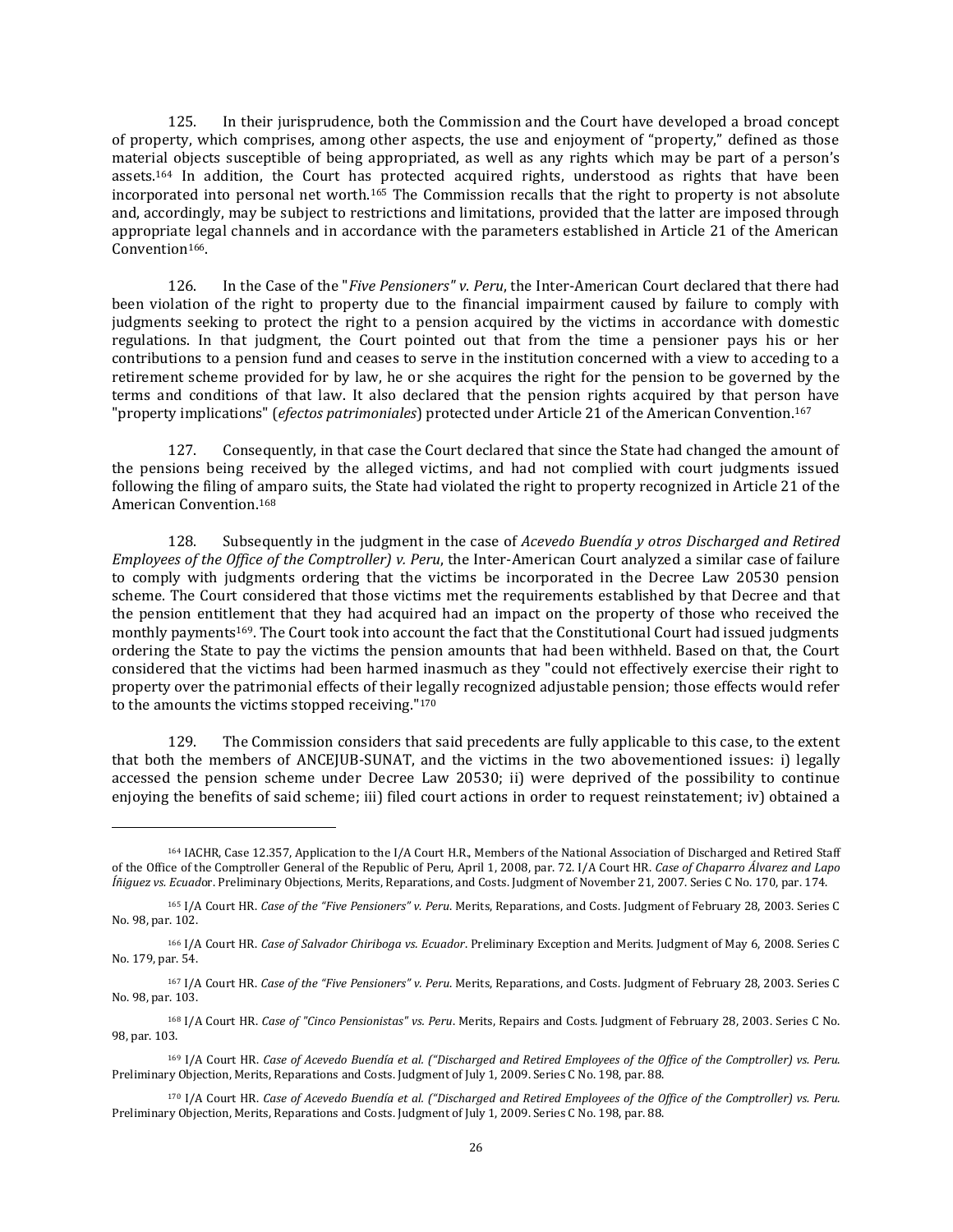125. In their jurisprudence, both the Commission and the Court have developed a broad concept of property, which comprises, among other aspects, the use and enjoyment of "property," defined as those material objects susceptible of being appropriated, as well as any rights which may be part of a person's assets.[164] In addition, the Court has protected acquired rights, understood as rights that have been incorporated into personal net worth.[165] The Commission recalls that the right to property is not absolute and, accordingly, may be subject to restrictions and limitations, provided that the latter are imposed through appropriate legal channels and in accordance with the parameters established in Article 21 of the American Convention[166].

126. In the Case of the "*Five Pensioners" v. Peru*, the Inter-American Court declared that there had been violation of the right to property due to the financial impairment caused by failure to comply with judgments seeking to protect the right to a pension acquired by the victims in accordance with domestic regulations. In that judgment, the Court pointed out that from the time a pensioner pays his or her contributions to a pension fund and ceases to serve in the institution concerned with a view to acceding to a retirement scheme provided for by law, he or she acquires the right for the pension to be governed by the terms and conditions of that law. It also declared that the pension rights acquired by that person have "property implications" (*efectos patrimoniales*) protected under Article 21 of the American Convention.[167]

127. Consequently, in that case the Court declared that since the State had changed the amount of the pensions being received by the alleged victims, and had not complied with court judgments issued following the filing of amparo suits, the State had violated the right to property recognized in Article 21 of the American Convention.[168]

128. Subsequently in the judgment in the case of *Acevedo Buendía y otros Discharged and Retired Employees of the Office of the Comptroller) v. Peru*, the Inter-American Court analyzed a similar case of failure to comply with judgments ordering that the victims be incorporated in the Decree Law 20530 pension scheme. The Court considered that those victims met the requirements established by that Decree and that the pension entitlement that they had acquired had an impact on the property of those who received the monthly payments[169]. The Court took into account the fact that the Constitutional Court had issued judgments ordering the State to pay the victims the pension amounts that had been withheld. Based on that, the Court considered that the victims had been harmed inasmuch as they "could not effectively exercise their right to property over the patrimonial effects of their legally recognized adjustable pension; those effects would refer to the amounts the victims stopped receiving."[170]

129. The Commission considers that said precedents are fully applicable to this case, to the extent that both the members of ANCEJUB-SUNAT, and the victims in the two abovementioned issues: i) legally accessed the pension scheme under Decree Law 20530; ii) were deprived of the possibility to continue enjoying the benefits of said scheme; iii) filed court actions in order to request reinstatement; iv) obtained a

---

[164] IACHR, Case 12.357, Application to the I/A Court H.R., Members of the National Association of Discharged and Retired Staff of the Office of the Comptroller General of the Republic of Peru, April 1, 2008, par. 72. I/A Court HR. *Case of Chaparro Álvarez and Lapo Íñiguez vs. Ecuador*. Preliminary Objections, Merits, Reparations, and Costs. Judgment of November 21, 2007. Series C No. 170, par. 174.

[165] I/A Court HR. *Case of the "Five Pensioners" v. Peru*. Merits, Reparations, and Costs. Judgment of February 28, 2003. Series C No. 98, par. 102.

[166] I/A Court HR. *Case of Salvador Chiriboga vs. Ecuador*. Preliminary Exception and Merits. Judgment of May 6, 2008. Series C No. 179, par. 54.

[167] I/A Court HR. *Case of the "Five Pensioners" v. Peru*. Merits, Reparations, and Costs. Judgment of February 28, 2003. Series C No. 98, par. 103.

[168] I/A Court HR. *Case of "Cinco Pensionistas" vs. Peru*. Merits, Repairs and Costs. Judgment of February 28, 2003. Series C No. 98, par. 103.

[169] I/A Court HR. *Case of Acevedo Buendía et al. ("Discharged and Retired Employees of the Office of the Comptroller) vs. Peru*. Preliminary Objection, Merits, Reparations and Costs. Judgment of July 1, 2009. Series C No. 198, par. 88.

[170] I/A Court HR. *Case of Acevedo Buendía et al. ("Discharged and Retired Employees of the Office of the Comptroller) vs. Peru*. Preliminary Objection, Merits, Reparations and Costs. Judgment of July 1, 2009. Series C No. 198, par. 88.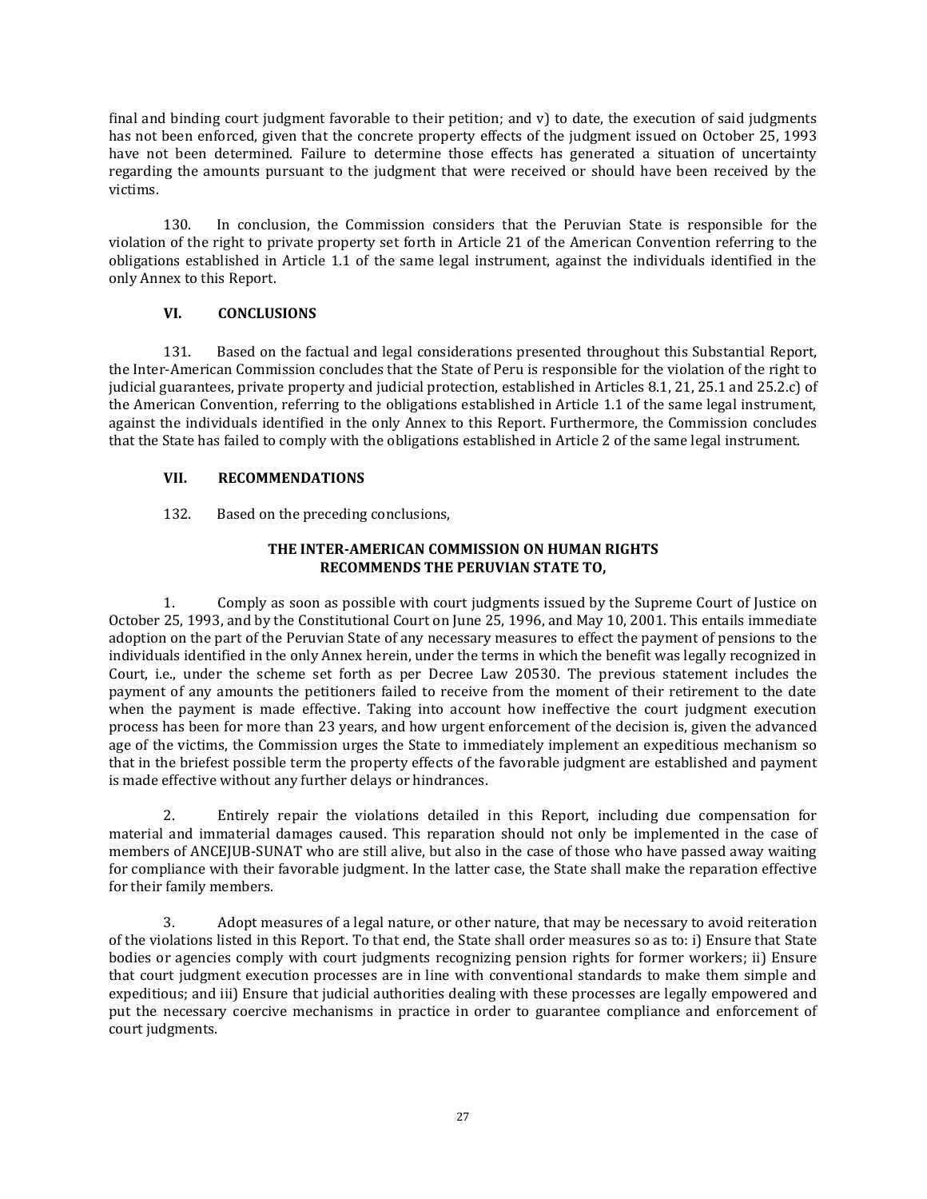final and binding court judgment favorable to their petition; and v) to date, the execution of said judgments has not been enforced, given that the concrete property effects of the judgment issued on October 25, 1993 have not been determined. Failure to determine those effects has generated a situation of uncertainty regarding the amounts pursuant to the judgment that were received or should have been received by the victims.

130. In conclusion, the Commission considers that the Peruvian State is responsible for the violation of the right to private property set forth in Article 21 of the American Convention referring to the obligations established in Article 1.1 of the same legal instrument, against the individuals identified in the only Annex to this Report.

## VI. CONCLUSIONS

131. Based on the factual and legal considerations presented throughout this Substantial Report, the Inter-American Commission concludes that the State of Peru is responsible for the violation of the right to judicial guarantees, private property and judicial protection, established in Articles 8.1, 21, 25.1 and 25.2.c) of the American Convention, referring to the obligations established in Article 1.1 of the same legal instrument, against the individuals identified in the only Annex to this Report. Furthermore, the Commission concludes that the State has failed to comply with the obligations established in Article 2 of the same legal instrument.

## VII. RECOMMENDATIONS

132. Based on the preceding conclusions,

**THE INTER-AMERICAN COMMISSION ON HUMAN RIGHTS**
**RECOMMENDS THE PERUVIAN STATE TO,**

1. Comply as soon as possible with court judgments issued by the Supreme Court of Justice on October 25, 1993, and by the Constitutional Court on June 25, 1996, and May 10, 2001. This entails immediate adoption on the part of the Peruvian State of any necessary measures to effect the payment of pensions to the individuals identified in the only Annex herein, under the terms in which the benefit was legally recognized in Court, i.e., under the scheme set forth as per Decree Law 20530. The previous statement includes the payment of any amounts the petitioners failed to receive from the moment of their retirement to the date when the payment is made effective. Taking into account how ineffective the court judgment execution process has been for more than 23 years, and how urgent enforcement of the decision is, given the advanced age of the victims, the Commission urges the State to immediately implement an expeditious mechanism so that in the briefest possible term the property effects of the favorable judgment are established and payment is made effective without any further delays or hindrances.

2. Entirely repair the violations detailed in this Report, including due compensation for material and immaterial damages caused. This reparation should not only be implemented in the case of members of ANCEJUB-SUNAT who are still alive, but also in the case of those who have passed away waiting for compliance with their favorable judgment. In the latter case, the State shall make the reparation effective for their family members.

3. Adopt measures of a legal nature, or other nature, that may be necessary to avoid reiteration of the violations listed in this Report. To that end, the State shall order measures so as to: i) Ensure that State bodies or agencies comply with court judgments recognizing pension rights for former workers; ii) Ensure that court judgment execution processes are in line with conventional standards to make them simple and expeditious; and iii) Ensure that judicial authorities dealing with these processes are legally empowered and put the necessary coercive mechanisms in practice in order to guarantee compliance and enforcement of court judgments.